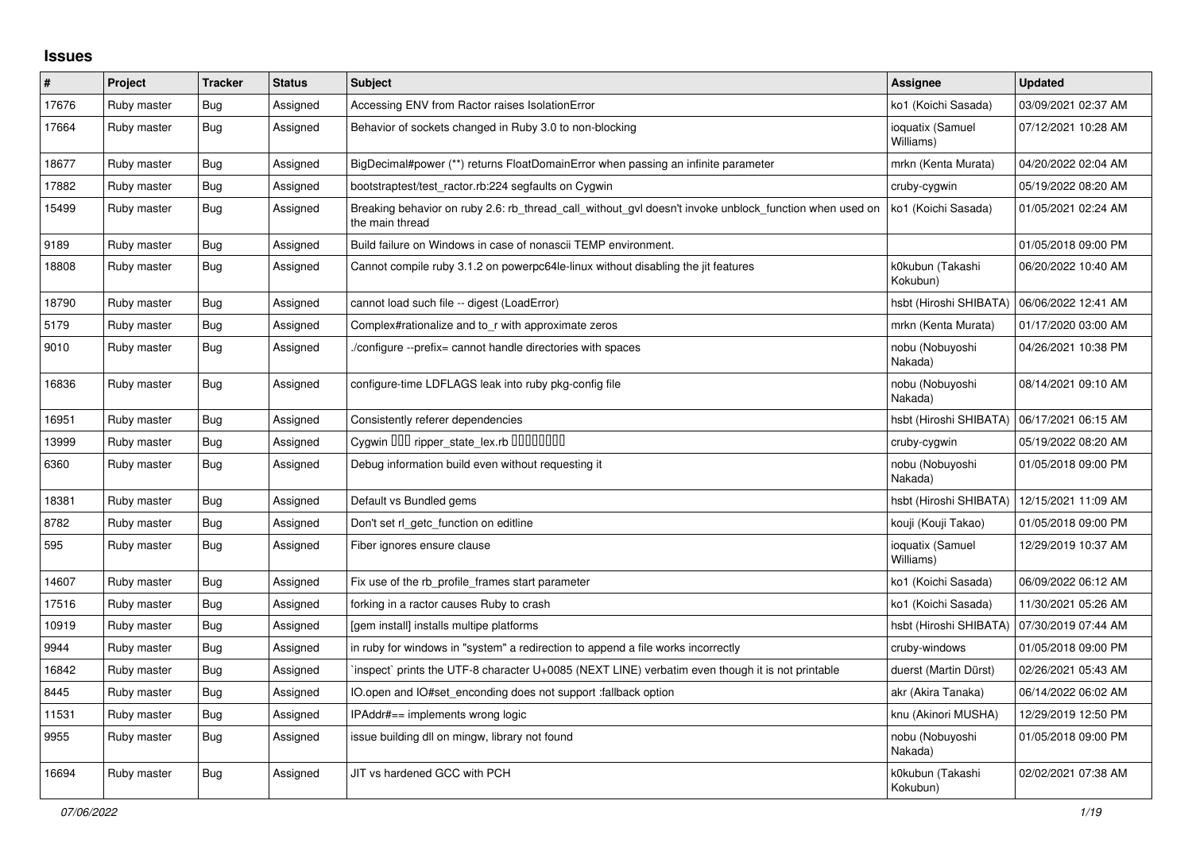# Issues

| # | Project | Tracker | Status | Subject | Assignee | Updated |
|---|---|---|---|---|---|---|
| 17676 | Ruby master | Bug | Assigned | Accessing ENV from Ractor raises IsolationError | ko1 (Koichi Sasada) | 03/09/2021 02:37 AM |
| 17664 | Ruby master | Bug | Assigned | Behavior of sockets changed in Ruby 3.0 to non-blocking | ioquatix (Samuel Williams) | 07/12/2021 10:28 AM |
| 18677 | Ruby master | Bug | Assigned | BigDecimal#power (**) returns FloatDomainError when passing an infinite parameter | mrkn (Kenta Murata) | 04/20/2022 02:04 AM |
| 17882 | Ruby master | Bug | Assigned | bootstraptest/test_ractor.rb:224 segfaults on Cygwin | cruby-cygwin | 05/19/2022 08:20 AM |
| 15499 | Ruby master | Bug | Assigned | Breaking behavior on ruby 2.6: rb_thread_call_without_gvl doesn't invoke unblock_function when used on the main thread | ko1 (Koichi Sasada) | 01/05/2021 02:24 AM |
| 9189 | Ruby master | Bug | Assigned | Build failure on Windows in case of nonascii TEMP environment. | | 01/05/2018 09:00 PM |
| 18808 | Ruby master | Bug | Assigned | Cannot compile ruby 3.1.2 on powerpc64le-linux without disabling the jit features | k0kubun (Takashi Kokubun) | 06/20/2022 10:40 AM |
| 18790 | Ruby master | Bug | Assigned | cannot load such file -- digest (LoadError) | hsbt (Hiroshi SHIBATA) | 06/06/2022 12:41 AM |
| 5179 | Ruby master | Bug | Assigned | Complex#rationalize and to_r with approximate zeros | mrkn (Kenta Murata) | 01/17/2020 03:00 AM |
| 9010 | Ruby master | Bug | Assigned | ./configure --prefix= cannot handle directories with spaces | nobu (Nobuyoshi Nakada) | 04/26/2021 10:38 PM |
| 16836 | Ruby master | Bug | Assigned | configure-time LDFLAGS leak into ruby pkg-config file | nobu (Nobuyoshi Nakada) | 08/14/2021 09:10 AM |
| 16951 | Ruby master | Bug | Assigned | Consistently referer dependencies | hsbt (Hiroshi SHIBATA) | 06/17/2021 06:15 AM |
| 13999 | Ruby master | Bug | Assigned | Cygwin ��� ripper_state_lex.rb �������� | cruby-cygwin | 05/19/2022 08:20 AM |
| 6360 | Ruby master | Bug | Assigned | Debug information build even without requesting it | nobu (Nobuyoshi Nakada) | 01/05/2018 09:00 PM |
| 18381 | Ruby master | Bug | Assigned | Default vs Bundled gems | hsbt (Hiroshi SHIBATA) | 12/15/2021 11:09 AM |
| 8782 | Ruby master | Bug | Assigned | Don't set rl_getc_function on editline | kouji (Kouji Takao) | 01/05/2018 09:00 PM |
| 595 | Ruby master | Bug | Assigned | Fiber ignores ensure clause | ioquatix (Samuel Williams) | 12/29/2019 10:37 AM |
| 14607 | Ruby master | Bug | Assigned | Fix use of the rb_profile_frames start parameter | ko1 (Koichi Sasada) | 06/09/2022 06:12 AM |
| 17516 | Ruby master | Bug | Assigned | forking in a ractor causes Ruby to crash | ko1 (Koichi Sasada) | 11/30/2021 05:26 AM |
| 10919 | Ruby master | Bug | Assigned | [gem install] installs multipe platforms | hsbt (Hiroshi SHIBATA) | 07/30/2019 07:44 AM |
| 9944 | Ruby master | Bug | Assigned | in ruby for windows in "system" a redirection to append a file works incorrectly | cruby-windows | 01/05/2018 09:00 PM |
| 16842 | Ruby master | Bug | Assigned | `inspect` prints the UTF-8 character U+0085 (NEXT LINE) verbatim even though it is not printable | duerst (Martin Dürst) | 02/26/2021 05:43 AM |
| 8445 | Ruby master | Bug | Assigned | IO.open and IO#set_enconding does not support :fallback option | akr (Akira Tanaka) | 06/14/2022 06:02 AM |
| 11531 | Ruby master | Bug | Assigned | IPAddr#== implements wrong logic | knu (Akinori MUSHA) | 12/29/2019 12:50 PM |
| 9955 | Ruby master | Bug | Assigned | issue building dll on mingw, library not found | nobu (Nobuyoshi Nakada) | 01/05/2018 09:00 PM |
| 16694 | Ruby master | Bug | Assigned | JIT vs hardened GCC with PCH | k0kubun (Takashi Kokubun) | 02/02/2021 07:38 AM |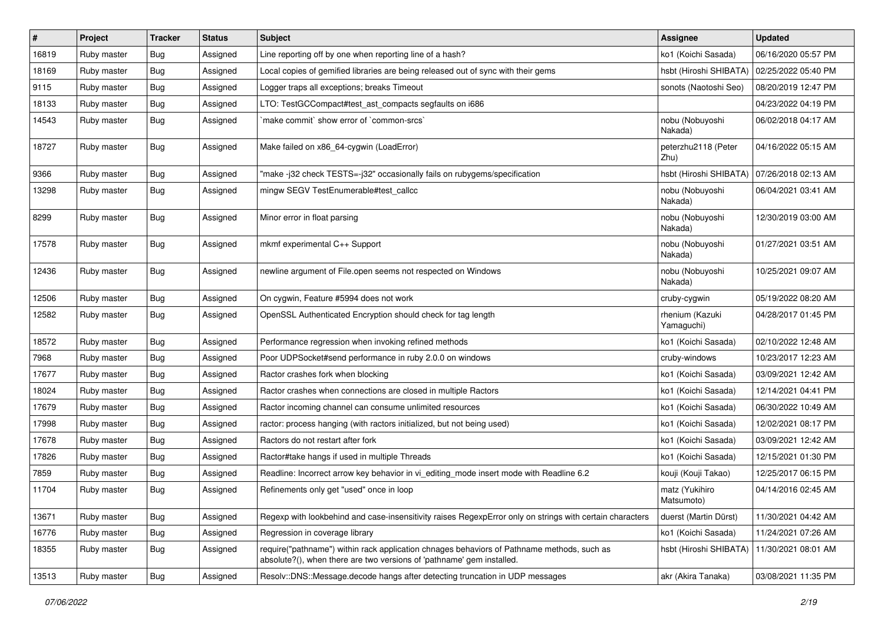| # | Project | Tracker | Status | Subject | Assignee | Updated |
|---|---|---|---|---|---|---|
| 16819 | Ruby master | Bug | Assigned | Line reporting off by one when reporting line of a hash? | ko1 (Koichi Sasada) | 06/16/2020 05:57 PM |
| 18169 | Ruby master | Bug | Assigned | Local copies of gemified libraries are being released out of sync with their gems | hsbt (Hiroshi SHIBATA) | 02/25/2022 05:40 PM |
| 9115 | Ruby master | Bug | Assigned | Logger traps all exceptions; breaks Timeout | sonots (Naotoshi Seo) | 08/20/2019 12:47 PM |
| 18133 | Ruby master | Bug | Assigned | LTO: TestGCCompact#test_ast_compacts segfaults on i686 | | 04/23/2022 04:19 PM |
| 14543 | Ruby master | Bug | Assigned | `make commit` show error of `common-srcs` | nobu (Nobuyoshi Nakada) | 06/02/2018 04:17 AM |
| 18727 | Ruby master | Bug | Assigned | Make failed on x86_64-cygwin (LoadError) | peterzhu2118 (Peter Zhu) | 04/16/2022 05:15 AM |
| 9366 | Ruby master | Bug | Assigned | "make -j32 check TESTS=-j32" occasionally fails on rubygems/specification | hsbt (Hiroshi SHIBATA) | 07/26/2018 02:13 AM |
| 13298 | Ruby master | Bug | Assigned | mingw SEGV TestEnumerable#test_callcc | nobu (Nobuyoshi Nakada) | 06/04/2021 03:41 AM |
| 8299 | Ruby master | Bug | Assigned | Minor error in float parsing | nobu (Nobuyoshi Nakada) | 12/30/2019 03:00 AM |
| 17578 | Ruby master | Bug | Assigned | mkmf experimental C++ Support | nobu (Nobuyoshi Nakada) | 01/27/2021 03:51 AM |
| 12436 | Ruby master | Bug | Assigned | newline argument of File.open seems not respected on Windows | nobu (Nobuyoshi Nakada) | 10/25/2021 09:07 AM |
| 12506 | Ruby master | Bug | Assigned | On cygwin, Feature #5994 does not work | cruby-cygwin | 05/19/2022 08:20 AM |
| 12582 | Ruby master | Bug | Assigned | OpenSSL Authenticated Encryption should check for tag length | rhenium (Kazuki Yamaguchi) | 04/28/2017 01:45 PM |
| 18572 | Ruby master | Bug | Assigned | Performance regression when invoking refined methods | ko1 (Koichi Sasada) | 02/10/2022 12:48 AM |
| 7968 | Ruby master | Bug | Assigned | Poor UDPSocket#send performance in ruby 2.0.0 on windows | cruby-windows | 10/23/2017 12:23 AM |
| 17677 | Ruby master | Bug | Assigned | Ractor crashes fork when blocking | ko1 (Koichi Sasada) | 03/09/2021 12:42 AM |
| 18024 | Ruby master | Bug | Assigned | Ractor crashes when connections are closed in multiple Ractors | ko1 (Koichi Sasada) | 12/14/2021 04:41 PM |
| 17679 | Ruby master | Bug | Assigned | Ractor incoming channel can consume unlimited resources | ko1 (Koichi Sasada) | 06/30/2022 10:49 AM |
| 17998 | Ruby master | Bug | Assigned | ractor: process hanging (with ractors initialized, but not being used) | ko1 (Koichi Sasada) | 12/02/2021 08:17 PM |
| 17678 | Ruby master | Bug | Assigned | Ractors do not restart after fork | ko1 (Koichi Sasada) | 03/09/2021 12:42 AM |
| 17826 | Ruby master | Bug | Assigned | Ractor#take hangs if used in multiple Threads | ko1 (Koichi Sasada) | 12/15/2021 01:30 PM |
| 7859 | Ruby master | Bug | Assigned | Readline: Incorrect arrow key behavior in vi_editing_mode insert mode with Readline 6.2 | kouji (Kouji Takao) | 12/25/2017 06:15 PM |
| 11704 | Ruby master | Bug | Assigned | Refinements only get "used" once in loop | matz (Yukihiro Matsumoto) | 04/14/2016 02:45 AM |
| 13671 | Ruby master | Bug | Assigned | Regexp with lookbehind and case-insensitivity raises RegexpError only on strings with certain characters | duerst (Martin Dürst) | 11/30/2021 04:42 AM |
| 16776 | Ruby master | Bug | Assigned | Regression in coverage library | ko1 (Koichi Sasada) | 11/24/2021 07:26 AM |
| 18355 | Ruby master | Bug | Assigned | require("pathname") within rack application chnages behaviors of Pathname methods, such as absolute?(), when there are two versions of 'pathname' gem installed. | hsbt (Hiroshi SHIBATA) | 11/30/2021 08:01 AM |
| 13513 | Ruby master | Bug | Assigned | Resolv::DNS::Message.decode hangs after detecting truncation in UDP messages | akr (Akira Tanaka) | 03/08/2021 11:35 PM |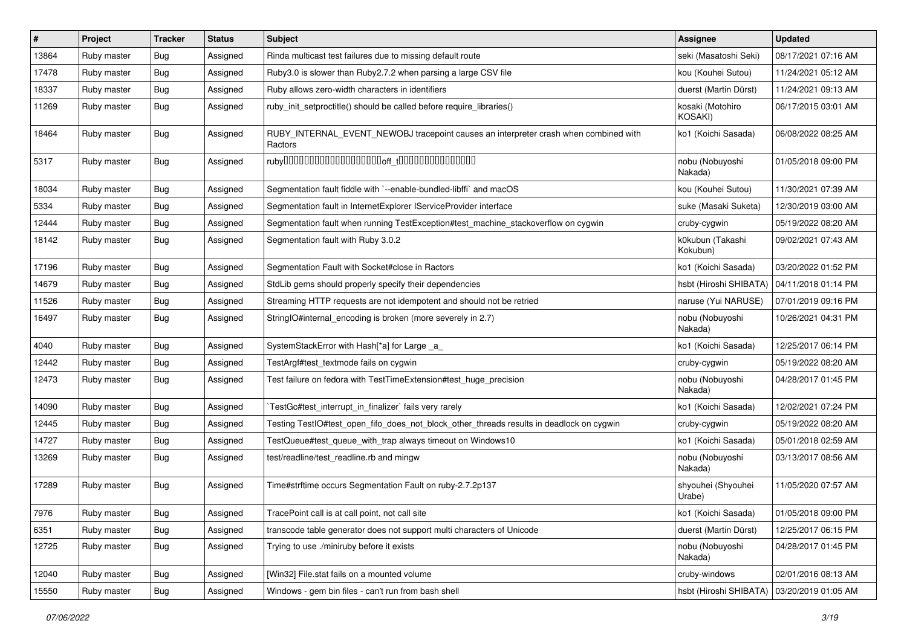| # | Project | Tracker | Status | Subject | Assignee | Updated |
|---|---|---|---|---|---|---|
| 13864 | Ruby master | Bug | Assigned | Rinda multicast test failures due to missing default route | seki (Masatoshi Seki) | 08/17/2021 07:16 AM |
| 17478 | Ruby master | Bug | Assigned | Ruby3.0 is slower than Ruby2.7.2 when parsing a large CSV file | kou (Kouhei Sutou) | 11/24/2021 05:12 AM |
| 18337 | Ruby master | Bug | Assigned | Ruby allows zero-width characters in identifiers | duerst (Martin Dürst) | 11/24/2021 09:13 AM |
| 11269 | Ruby master | Bug | Assigned | ruby_init_setproctitle() should be called before require_libraries() | kosaki (Motohiro KOSAKI) | 06/17/2015 03:01 AM |
| 18464 | Ruby master | Bug | Assigned | RUBY_INTERNAL_EVENT_NEWOBJ tracepoint causes an interpreter crash when combined with Ractors | ko1 (Koichi Sasada) | 06/08/2022 08:25 AM |
| 5317 | Ruby master | Bug | Assigned | ruby�������������������off_t��������������� | nobu (Nobuyoshi Nakada) | 01/05/2018 09:00 PM |
| 18034 | Ruby master | Bug | Assigned | Segmentation fault fiddle with `--enable-bundled-libffi` and macOS | kou (Kouhei Sutou) | 11/30/2021 07:39 AM |
| 5334 | Ruby master | Bug | Assigned | Segmentation fault in InternetExplorer IServiceProvider interface | suke (Masaki Suketa) | 12/30/2019 03:00 AM |
| 12444 | Ruby master | Bug | Assigned | Segmentation fault when running TestException#test_machine_stackoverflow on cygwin | cruby-cygwin | 05/19/2022 08:20 AM |
| 18142 | Ruby master | Bug | Assigned | Segmentation fault with Ruby 3.0.2 | k0kubun (Takashi Kokubun) | 09/02/2021 07:43 AM |
| 17196 | Ruby master | Bug | Assigned | Segmentation Fault with Socket#close in Ractors | ko1 (Koichi Sasada) | 03/20/2022 01:52 PM |
| 14679 | Ruby master | Bug | Assigned | StdLib gems should properly specify their dependencies | hsbt (Hiroshi SHIBATA) | 04/11/2018 01:14 PM |
| 11526 | Ruby master | Bug | Assigned | Streaming HTTP requests are not idempotent and should not be retried | naruse (Yui NARUSE) | 07/01/2019 09:16 PM |
| 16497 | Ruby master | Bug | Assigned | StringIO#internal_encoding is broken (more severely in 2.7) | nobu (Nobuyoshi Nakada) | 10/26/2021 04:31 PM |
| 4040 | Ruby master | Bug | Assigned | SystemStackError with Hash[*a] for Large _a_ | ko1 (Koichi Sasada) | 12/25/2017 06:14 PM |
| 12442 | Ruby master | Bug | Assigned | TestArgf#test_textmode fails on cygwin | cruby-cygwin | 05/19/2022 08:20 AM |
| 12473 | Ruby master | Bug | Assigned | Test failure on fedora with TestTimeExtension#test_huge_precision | nobu (Nobuyoshi Nakada) | 04/28/2017 01:45 PM |
| 14090 | Ruby master | Bug | Assigned | `TestGc#test_interrupt_in_finalizer` fails very rarely | ko1 (Koichi Sasada) | 12/02/2021 07:24 PM |
| 12445 | Ruby master | Bug | Assigned | Testing TestIO#test_open_fifo_does_not_block_other_threads results in deadlock on cygwin | cruby-cygwin | 05/19/2022 08:20 AM |
| 14727 | Ruby master | Bug | Assigned | TestQueue#test_queue_with_trap always timeout on Windows10 | ko1 (Koichi Sasada) | 05/01/2018 02:59 AM |
| 13269 | Ruby master | Bug | Assigned | test/readline/test_readline.rb and mingw | nobu (Nobuyoshi Nakada) | 03/13/2017 08:56 AM |
| 17289 | Ruby master | Bug | Assigned | Time#strftime occurs Segmentation Fault on ruby-2.7.2p137 | shyouhei (Shyouhei Urabe) | 11/05/2020 07:57 AM |
| 7976 | Ruby master | Bug | Assigned | TracePoint call is at call point, not call site | ko1 (Koichi Sasada) | 01/05/2018 09:00 PM |
| 6351 | Ruby master | Bug | Assigned | transcode table generator does not support multi characters of Unicode | duerst (Martin Dürst) | 12/25/2017 06:15 PM |
| 12725 | Ruby master | Bug | Assigned | Trying to use ./miniruby before it exists | nobu (Nobuyoshi Nakada) | 04/28/2017 01:45 PM |
| 12040 | Ruby master | Bug | Assigned | [Win32] File.stat fails on a mounted volume | cruby-windows | 02/01/2016 08:13 AM |
| 15550 | Ruby master | Bug | Assigned | Windows - gem bin files - can't run from bash shell | hsbt (Hiroshi SHIBATA) | 03/20/2019 01:05 AM |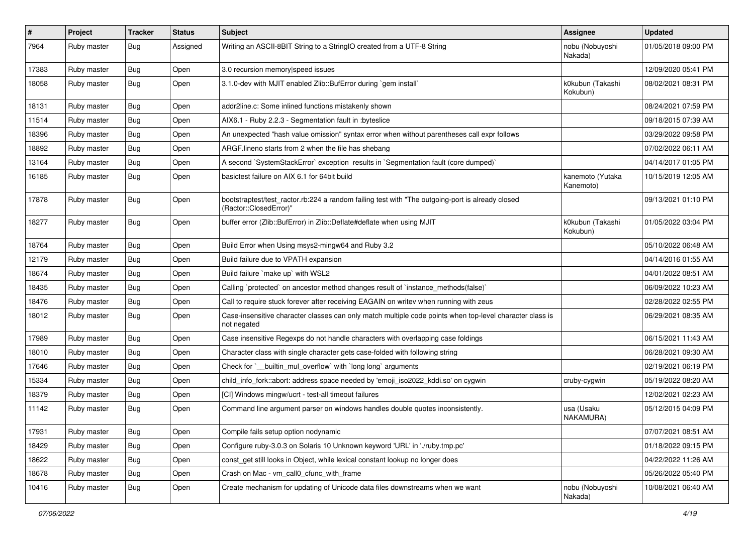| # | Project | Tracker | Status | Subject | Assignee | Updated |
| --- | --- | --- | --- | --- | --- | --- |
| 7964 | Ruby master | Bug | Assigned | Writing an ASCII-8BIT String to a StringIO created from a UTF-8 String | nobu (Nobuyoshi Nakada) | 01/05/2018 09:00 PM |
| 17383 | Ruby master | Bug | Open | 3.0 recursion memory\|speed issues | | 12/09/2020 05:41 PM |
| 18058 | Ruby master | Bug | Open | 3.1.0-dev with MJIT enabled Zlib::BufError during `gem install` | k0kubun (Takashi Kokubun) | 08/02/2021 08:31 PM |
| 18131 | Ruby master | Bug | Open | addr2line.c: Some inlined functions mistakenly shown | | 08/24/2021 07:59 PM |
| 11514 | Ruby master | Bug | Open | AIX6.1 - Ruby 2.2.3 - Segmentation fault in :byteslice | | 09/18/2015 07:39 AM |
| 18396 | Ruby master | Bug | Open | An unexpected "hash value omission" syntax error when without parentheses call expr follows | | 03/29/2022 09:58 PM |
| 18892 | Ruby master | Bug | Open | ARGF.lineno starts from 2 when the file has shebang | | 07/02/2022 06:11 AM |
| 13164 | Ruby master | Bug | Open | A second `SystemStackError` exception results in `Segmentation fault (core dumped)` | | 04/14/2017 01:05 PM |
| 16185 | Ruby master | Bug | Open | basictest failure on AIX 6.1 for 64bit build | kanemoto (Yutaka Kanemoto) | 10/15/2019 12:05 AM |
| 17878 | Ruby master | Bug | Open | bootstraptest/test_ractor.rb:224 a random failing test with "The outgoing-port is already closed (Ractor::ClosedError)" | | 09/13/2021 01:10 PM |
| 18277 | Ruby master | Bug | Open | buffer error (Zlib::BufError) in Zlib::Deflate#deflate when using MJIT | k0kubun (Takashi Kokubun) | 01/05/2022 03:04 PM |
| 18764 | Ruby master | Bug | Open | Build Error when Using msys2-mingw64 and Ruby 3.2 | | 05/10/2022 06:48 AM |
| 12179 | Ruby master | Bug | Open | Build failure due to VPATH expansion | | 04/14/2016 01:55 AM |
| 18674 | Ruby master | Bug | Open | Build failure `make up` with WSL2 | | 04/01/2022 08:51 AM |
| 18435 | Ruby master | Bug | Open | Calling `protected` on ancestor method changes result of `instance_methods(false)` | | 06/09/2022 10:23 AM |
| 18476 | Ruby master | Bug | Open | Call to require stuck forever after receiving EAGAIN on writev when running with zeus | | 02/28/2022 02:55 PM |
| 18012 | Ruby master | Bug | Open | Case-insensitive character classes can only match multiple code points when top-level character class is not negated | | 06/29/2021 08:35 AM |
| 17989 | Ruby master | Bug | Open | Case insensitive Regexps do not handle characters with overlapping case foldings | | 06/15/2021 11:43 AM |
| 18010 | Ruby master | Bug | Open | Character class with single character gets case-folded with following string | | 06/28/2021 09:30 AM |
| 17646 | Ruby master | Bug | Open | Check for `__builtin_mul_overflow` with `long long` arguments | | 02/19/2021 06:19 PM |
| 15334 | Ruby master | Bug | Open | child_info_fork::abort: address space needed by 'emoji_iso2022_kddi.so' on cygwin | cruby-cygwin | 05/19/2022 08:20 AM |
| 18379 | Ruby master | Bug | Open | [CI] Windows mingw/ucrt - test-all timeout failures | | 12/02/2021 02:23 AM |
| 11142 | Ruby master | Bug | Open | Command line argument parser on windows handles double quotes inconsistently. | usa (Usaku NAKAMURA) | 05/12/2015 04:09 PM |
| 17931 | Ruby master | Bug | Open | Compile fails setup option nodynamic | | 07/07/2021 08:51 AM |
| 18429 | Ruby master | Bug | Open | Configure ruby-3.0.3 on Solaris 10 Unknown keyword 'URL' in './ruby.tmp.pc' | | 01/18/2022 09:15 PM |
| 18622 | Ruby master | Bug | Open | const_get still looks in Object, while lexical constant lookup no longer does | | 04/22/2022 11:26 AM |
| 18678 | Ruby master | Bug | Open | Crash on Mac - vm_call0_cfunc_with_frame | | 05/26/2022 05:40 PM |
| 10416 | Ruby master | Bug | Open | Create mechanism for updating of Unicode data files downstreams when we want | nobu (Nobuyoshi Nakada) | 10/08/2021 06:40 AM |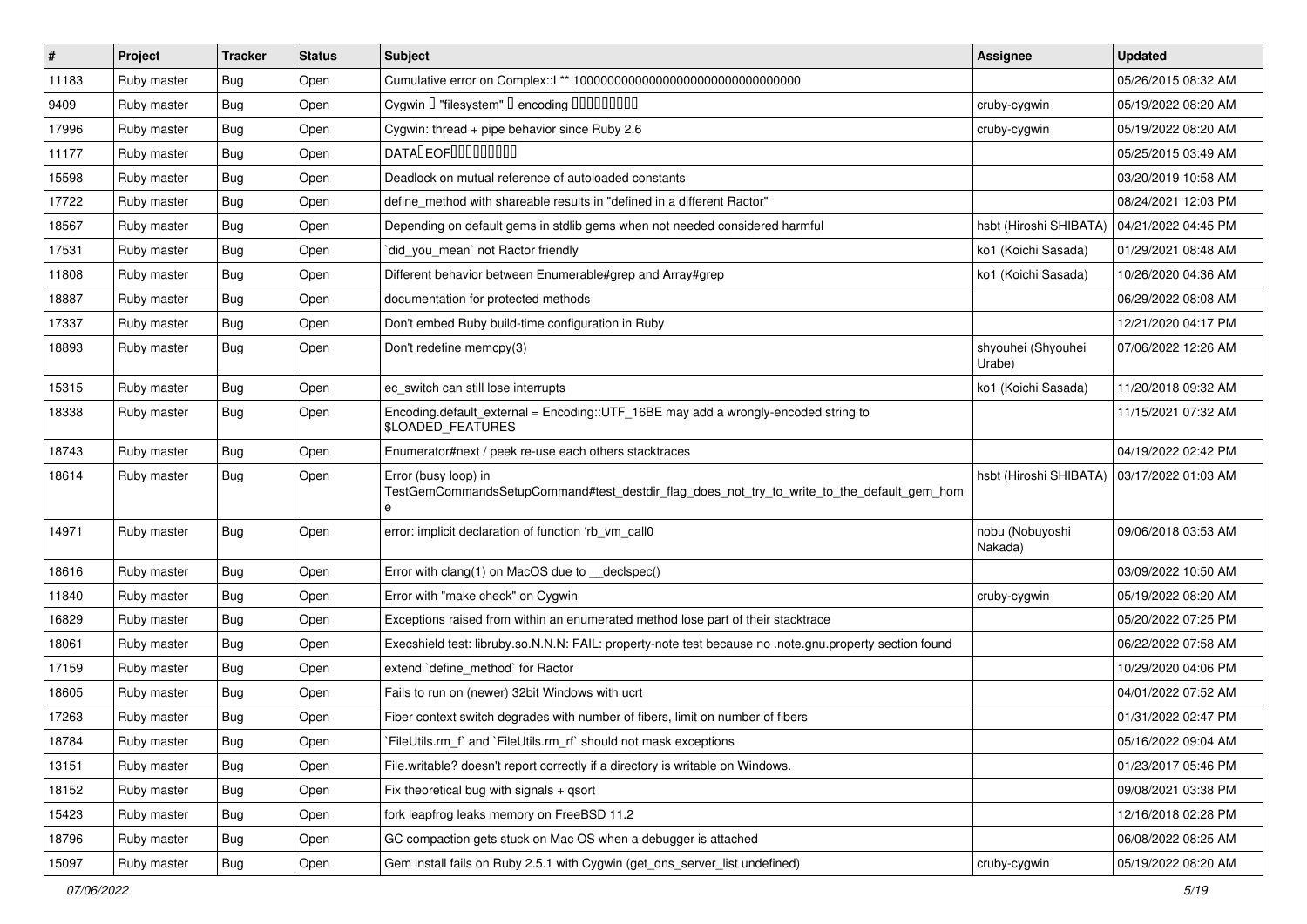| # | Project | Tracker | Status | Subject | Assignee | Updated |
| --- | --- | --- | --- | --- | --- | --- |
| 11183 | Ruby master | Bug | Open | Cumulative error on Complex::I ** 100000000000000000000000000000000 | | 05/26/2015 08:32 AM |
| 9409 | Ruby master | Bug | Open | Cygwin の "filesystem" の encoding が正しくない | cruby-cygwin | 05/19/2022 08:20 AM |
| 17996 | Ruby master | Bug | Open | Cygwin: thread + pipe behavior since Ruby 2.6 | cruby-cygwin | 05/19/2022 08:20 AM |
| 11177 | Ruby master | Bug | Open | DATAがEOFのときに読み込めない | | 05/25/2015 03:49 AM |
| 15598 | Ruby master | Bug | Open | Deadlock on mutual reference of autoloaded constants | | 03/20/2019 10:58 AM |
| 17722 | Ruby master | Bug | Open | define_method with shareable results in "defined in a different Ractor" | | 08/24/2021 12:03 PM |
| 18567 | Ruby master | Bug | Open | Depending on default gems in stdlib gems when not needed considered harmful | hsbt (Hiroshi SHIBATA) | 04/21/2022 04:45 PM |
| 17531 | Ruby master | Bug | Open | `did_you_mean` not Ractor friendly | ko1 (Koichi Sasada) | 01/29/2021 08:48 AM |
| 11808 | Ruby master | Bug | Open | Different behavior between Enumerable#grep and Array#grep | ko1 (Koichi Sasada) | 10/26/2020 04:36 AM |
| 18887 | Ruby master | Bug | Open | documentation for protected methods | | 06/29/2022 08:08 AM |
| 17337 | Ruby master | Bug | Open | Don't embed Ruby build-time configuration in Ruby | | 12/21/2020 04:17 PM |
| 18893 | Ruby master | Bug | Open | Don't redefine memcpy(3) | shyouhei (Shyouhei Urabe) | 07/06/2022 12:26 AM |
| 15315 | Ruby master | Bug | Open | ec_switch can still lose interrupts | ko1 (Koichi Sasada) | 11/20/2018 09:32 AM |
| 18338 | Ruby master | Bug | Open | Encoding.default_external = Encoding::UTF_16BE may add a wrongly-encoded string to $LOADED_FEATURES | | 11/15/2021 07:32 AM |
| 18743 | Ruby master | Bug | Open | Enumerator#next / peek re-use each others stacktraces | | 04/19/2022 02:42 PM |
| 18614 | Ruby master | Bug | Open | Error (busy loop) in TestGemCommandsSetupCommand#test_destdir_flag_does_not_try_to_write_to_the_default_gem_home | hsbt (Hiroshi SHIBATA) | 03/17/2022 01:03 AM |
| 14971 | Ruby master | Bug | Open | error: implicit declaration of function 'rb_vm_call0 | nobu (Nobuyoshi Nakada) | 09/06/2018 03:53 AM |
| 18616 | Ruby master | Bug | Open | Error with clang(1) on MacOS due to __declspec() | | 03/09/2022 10:50 AM |
| 11840 | Ruby master | Bug | Open | Error with "make check" on Cygwin | cruby-cygwin | 05/19/2022 08:20 AM |
| 16829 | Ruby master | Bug | Open | Exceptions raised from within an enumerated method lose part of their stacktrace | | 05/20/2022 07:25 PM |
| 18061 | Ruby master | Bug | Open | Execshield test: libruby.so.N.N.N: FAIL: property-note test because no .note.gnu.property section found | | 06/22/2022 07:58 AM |
| 17159 | Ruby master | Bug | Open | extend `define_method` for Ractor | | 10/29/2020 04:06 PM |
| 18605 | Ruby master | Bug | Open | Fails to run on (newer) 32bit Windows with ucrt | | 04/01/2022 07:52 AM |
| 17263 | Ruby master | Bug | Open | Fiber context switch degrades with number of fibers, limit on number of fibers | | 01/31/2022 02:47 PM |
| 18784 | Ruby master | Bug | Open | `FileUtils.rm_f` and `FileUtils.rm_rf` should not mask exceptions | | 05/16/2022 09:04 AM |
| 13151 | Ruby master | Bug | Open | File.writable? doesn't report correctly if a directory is writable on Windows. | | 01/23/2017 05:46 PM |
| 18152 | Ruby master | Bug | Open | Fix theoretical bug with signals + qsort | | 09/08/2021 03:38 PM |
| 15423 | Ruby master | Bug | Open | fork leapfrog leaks memory on FreeBSD 11.2 | | 12/16/2018 02:28 PM |
| 18796 | Ruby master | Bug | Open | GC compaction gets stuck on Mac OS when a debugger is attached | | 06/08/2022 08:25 AM |
| 15097 | Ruby master | Bug | Open | Gem install fails on Ruby 2.5.1 with Cygwin (get_dns_server_list undefined) | cruby-cygwin | 05/19/2022 08:20 AM |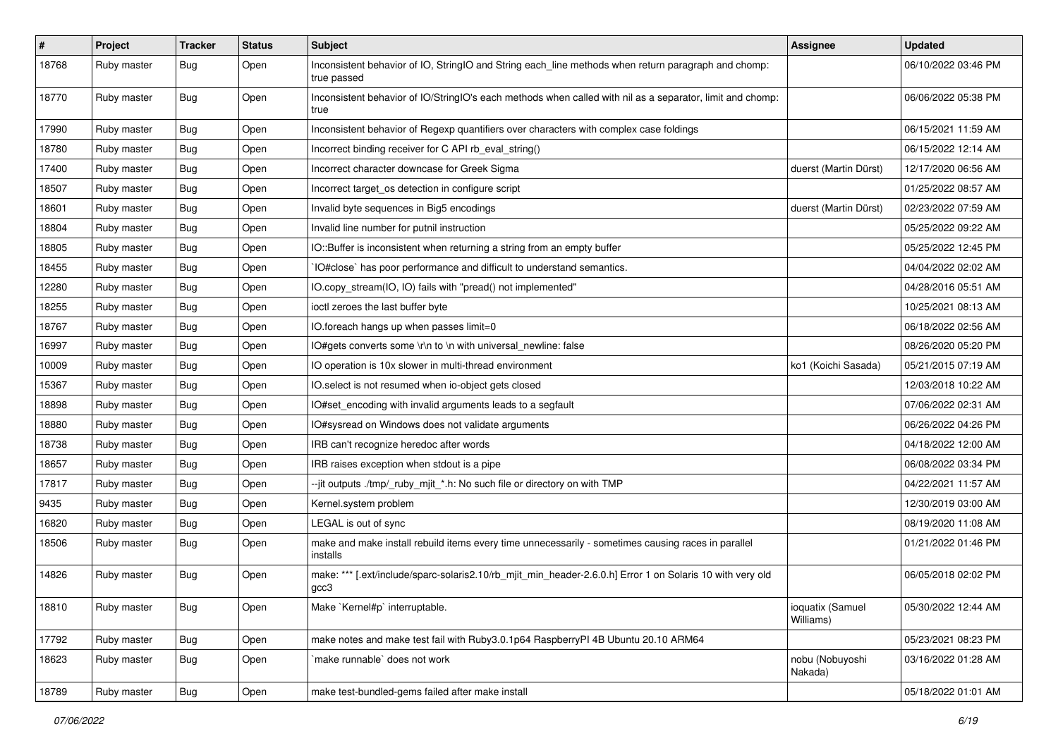| # | Project | Tracker | Status | Subject | Assignee | Updated |
|---|---|---|---|---|---|---|
| 18768 | Ruby master | Bug | Open | Inconsistent behavior of IO, StringIO and String each_line methods when return paragraph and chomp: true passed | | 06/10/2022 03:46 PM |
| 18770 | Ruby master | Bug | Open | Inconsistent behavior of IO/StringIO's each methods when called with nil as a separator, limit and chomp: true | | 06/06/2022 05:38 PM |
| 17990 | Ruby master | Bug | Open | Inconsistent behavior of Regexp quantifiers over characters with complex case foldings | | 06/15/2021 11:59 AM |
| 18780 | Ruby master | Bug | Open | Incorrect binding receiver for C API rb_eval_string() | | 06/15/2022 12:14 AM |
| 17400 | Ruby master | Bug | Open | Incorrect character downcase for Greek Sigma | duerst (Martin Dürst) | 12/17/2020 06:56 AM |
| 18507 | Ruby master | Bug | Open | Incorrect target_os detection in configure script | | 01/25/2022 08:57 AM |
| 18601 | Ruby master | Bug | Open | Invalid byte sequences in Big5 encodings | duerst (Martin Dürst) | 02/23/2022 07:59 AM |
| 18804 | Ruby master | Bug | Open | Invalid line number for putnil instruction | | 05/25/2022 09:22 AM |
| 18805 | Ruby master | Bug | Open | IO::Buffer is inconsistent when returning a string from an empty buffer | | 05/25/2022 12:45 PM |
| 18455 | Ruby master | Bug | Open | `IO#close` has poor performance and difficult to understand semantics. | | 04/04/2022 02:02 AM |
| 12280 | Ruby master | Bug | Open | IO.copy_stream(IO, IO) fails with "pread() not implemented" | | 04/28/2016 05:51 AM |
| 18255 | Ruby master | Bug | Open | ioctl zeroes the last buffer byte | | 10/25/2021 08:13 AM |
| 18767 | Ruby master | Bug | Open | IO.foreach hangs up when passes limit=0 | | 06/18/2022 02:56 AM |
| 16997 | Ruby master | Bug | Open | IO#gets converts some \r\n to \n with universal_newline: false | | 08/26/2020 05:20 PM |
| 10009 | Ruby master | Bug | Open | IO operation is 10x slower in multi-thread environment | ko1 (Koichi Sasada) | 05/21/2015 07:19 AM |
| 15367 | Ruby master | Bug | Open | IO.select is not resumed when io-object gets closed | | 12/03/2018 10:22 AM |
| 18898 | Ruby master | Bug | Open | IO#set_encoding with invalid arguments leads to a segfault | | 07/06/2022 02:31 AM |
| 18880 | Ruby master | Bug | Open | IO#sysread on Windows does not validate arguments | | 06/26/2022 04:26 PM |
| 18738 | Ruby master | Bug | Open | IRB can't recognize heredoc after words | | 04/18/2022 12:00 AM |
| 18657 | Ruby master | Bug | Open | IRB raises exception when stdout is a pipe | | 06/08/2022 03:34 PM |
| 17817 | Ruby master | Bug | Open | --jit outputs ./tmp/_ruby_mjit_*.h: No such file or directory on with TMP | | 04/22/2021 11:57 AM |
| 9435 | Ruby master | Bug | Open | Kernel.system problem | | 12/30/2019 03:00 AM |
| 16820 | Ruby master | Bug | Open | LEGAL is out of sync | | 08/19/2020 11:08 AM |
| 18506 | Ruby master | Bug | Open | make and make install rebuild items every time unnecessarily - sometimes causing races in parallel installs | | 01/21/2022 01:46 PM |
| 14826 | Ruby master | Bug | Open | make: *** [.ext/include/sparc-solaris2.10/rb_mjit_min_header-2.6.0.h] Error 1 on Solaris 10 with very old gcc3 | | 06/05/2018 02:02 PM |
| 18810 | Ruby master | Bug | Open | Make `Kernel#p` interruptable. | ioquatix (Samuel Williams) | 05/30/2022 12:44 AM |
| 17792 | Ruby master | Bug | Open | make notes and make test fail with Ruby3.0.1p64 RaspberryPI 4B Ubuntu 20.10 ARM64 | | 05/23/2021 08:23 PM |
| 18623 | Ruby master | Bug | Open | `make runnable` does not work | nobu (Nobuyoshi Nakada) | 03/16/2022 01:28 AM |
| 18789 | Ruby master | Bug | Open | make test-bundled-gems failed after make install | | 05/18/2022 01:01 AM |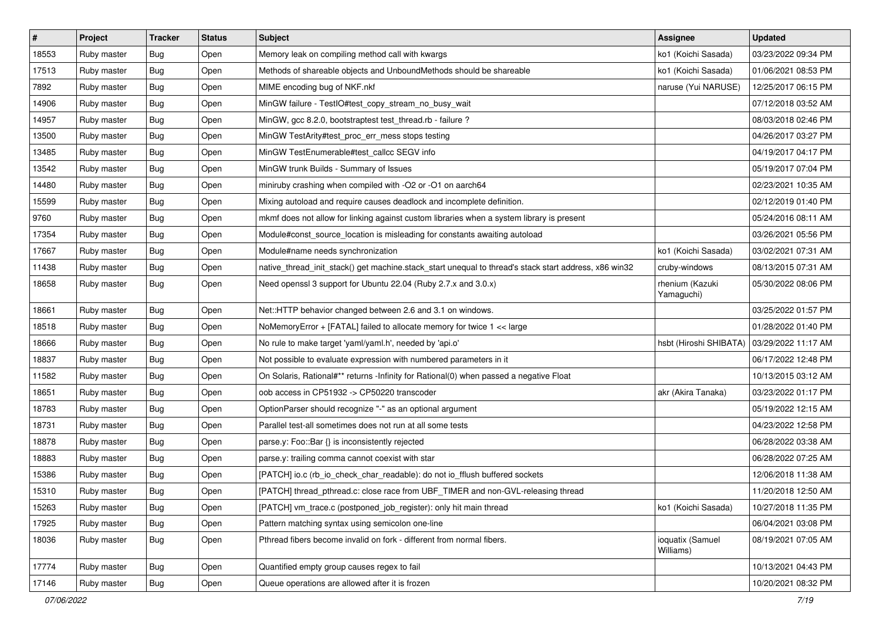| # | Project | Tracker | Status | Subject | Assignee | Updated |
|---|---|---|---|---|---|---|
| 18553 | Ruby master | Bug | Open | Memory leak on compiling method call with kwargs | ko1 (Koichi Sasada) | 03/23/2022 09:34 PM |
| 17513 | Ruby master | Bug | Open | Methods of shareable objects and UnboundMethods should be shareable | ko1 (Koichi Sasada) | 01/06/2021 08:53 PM |
| 7892 | Ruby master | Bug | Open | MIME encoding bug of NKF.nkf | naruse (Yui NARUSE) | 12/25/2017 06:15 PM |
| 14906 | Ruby master | Bug | Open | MinGW failure - TestIO#test_copy_stream_no_busy_wait | | 07/12/2018 03:52 AM |
| 14957 | Ruby master | Bug | Open | MinGW, gcc 8.2.0, bootstraptest test_thread.rb - failure ? | | 08/03/2018 02:46 PM |
| 13500 | Ruby master | Bug | Open | MinGW TestArity#test_proc_err_mess stops testing | | 04/26/2017 03:27 PM |
| 13485 | Ruby master | Bug | Open | MinGW TestEnumerable#test_callcc SEGV info | | 04/19/2017 04:17 PM |
| 13542 | Ruby master | Bug | Open | MinGW trunk Builds - Summary of Issues | | 05/19/2017 07:04 PM |
| 14480 | Ruby master | Bug | Open | miniruby crashing when compiled with -O2 or -O1 on aarch64 | | 02/23/2021 10:35 AM |
| 15599 | Ruby master | Bug | Open | Mixing autoload and require causes deadlock and incomplete definition. | | 02/12/2019 01:40 PM |
| 9760 | Ruby master | Bug | Open | mkmf does not allow for linking against custom libraries when a system library is present | | 05/24/2016 08:11 AM |
| 17354 | Ruby master | Bug | Open | Module#const_source_location is misleading for constants awaiting autoload | | 03/26/2021 05:56 PM |
| 17667 | Ruby master | Bug | Open | Module#name needs synchronization | ko1 (Koichi Sasada) | 03/02/2021 07:31 AM |
| 11438 | Ruby master | Bug | Open | native_thread_init_stack() get machine.stack_start unequal to thread's stack start address, x86 win32 | cruby-windows | 08/13/2015 07:31 AM |
| 18658 | Ruby master | Bug | Open | Need openssl 3 support for Ubuntu 22.04 (Ruby 2.7.x and 3.0.x) | rhenium (Kazuki Yamaguchi) | 05/30/2022 08:06 PM |
| 18661 | Ruby master | Bug | Open | Net::HTTP behavior changed between 2.6 and 3.1 on windows. | | 03/25/2022 01:57 PM |
| 18518 | Ruby master | Bug | Open | NoMemoryError + [FATAL] failed to allocate memory for twice 1 << large | | 01/28/2022 01:40 PM |
| 18666 | Ruby master | Bug | Open | No rule to make target 'yaml/yaml.h', needed by 'api.o' | hsbt (Hiroshi SHIBATA) | 03/29/2022 11:17 AM |
| 18837 | Ruby master | Bug | Open | Not possible to evaluate expression with numbered parameters in it | | 06/17/2022 12:48 PM |
| 11582 | Ruby master | Bug | Open | On Solaris, Rational#** returns -Infinity for Rational(0) when passed a negative Float | | 10/13/2015 03:12 AM |
| 18651 | Ruby master | Bug | Open | oob access in CP51932 -> CP50220 transcoder | akr (Akira Tanaka) | 03/23/2022 01:17 PM |
| 18783 | Ruby master | Bug | Open | OptionParser should recognize "-" as an optional argument | | 05/19/2022 12:15 AM |
| 18731 | Ruby master | Bug | Open | Parallel test-all sometimes does not run at all some tests | | 04/23/2022 12:58 PM |
| 18878 | Ruby master | Bug | Open | parse.y: Foo::Bar {} is inconsistently rejected | | 06/28/2022 03:38 AM |
| 18883 | Ruby master | Bug | Open | parse.y: trailing comma cannot coexist with star | | 06/28/2022 07:25 AM |
| 15386 | Ruby master | Bug | Open | [PATCH] io.c (rb_io_check_char_readable): do not io_fflush buffered sockets | | 12/06/2018 11:38 AM |
| 15310 | Ruby master | Bug | Open | [PATCH] thread_pthread.c: close race from UBF_TIMER and non-GVL-releasing thread | | 11/20/2018 12:50 AM |
| 15263 | Ruby master | Bug | Open | [PATCH] vm_trace.c (postponed_job_register): only hit main thread | ko1 (Koichi Sasada) | 10/27/2018 11:35 PM |
| 17925 | Ruby master | Bug | Open | Pattern matching syntax using semicolon one-line | | 06/04/2021 03:08 PM |
| 18036 | Ruby master | Bug | Open | Pthread fibers become invalid on fork - different from normal fibers. | ioquatix (Samuel Williams) | 08/19/2021 07:05 AM |
| 17774 | Ruby master | Bug | Open | Quantified empty group causes regex to fail | | 10/13/2021 04:43 PM |
| 17146 | Ruby master | Bug | Open | Queue operations are allowed after it is frozen | | 10/20/2021 08:32 PM |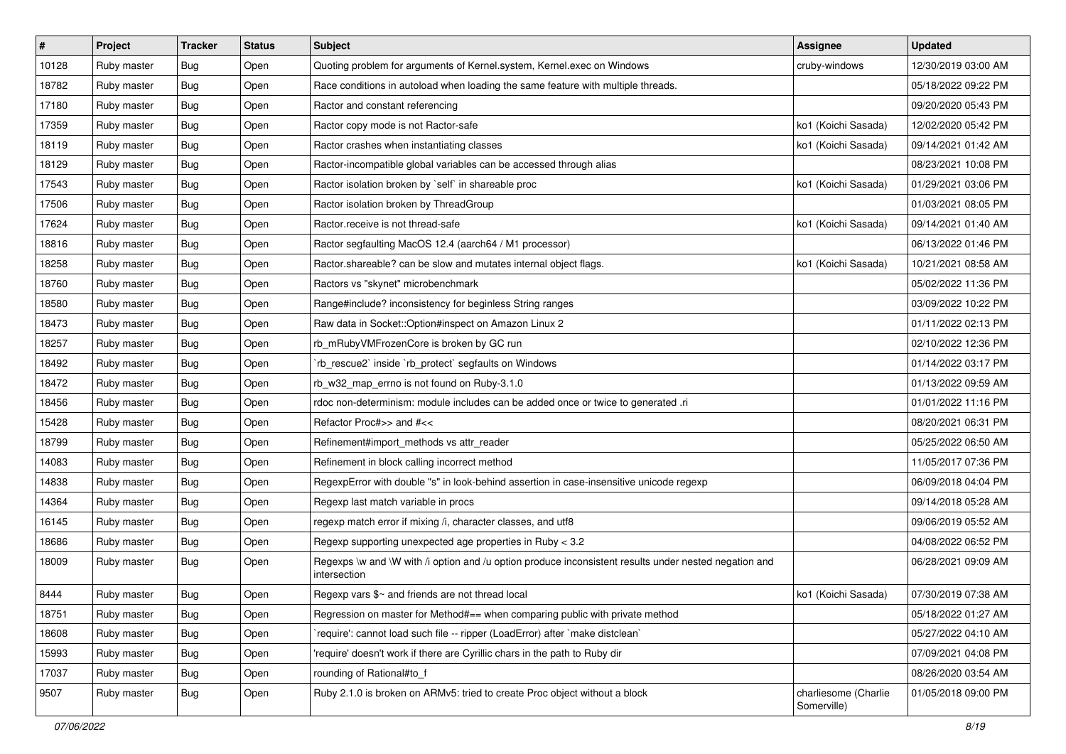| # | Project | Tracker | Status | Subject | Assignee | Updated |
|---|---|---|---|---|---|---|
| 10128 | Ruby master | Bug | Open | Quoting problem for arguments of Kernel.system, Kernel.exec on Windows | cruby-windows | 12/30/2019 03:00 AM |
| 18782 | Ruby master | Bug | Open | Race conditions in autoload when loading the same feature with multiple threads. | | 05/18/2022 09:22 PM |
| 17180 | Ruby master | Bug | Open | Ractor and constant referencing | | 09/20/2020 05:43 PM |
| 17359 | Ruby master | Bug | Open | Ractor copy mode is not Ractor-safe | ko1 (Koichi Sasada) | 12/02/2020 05:42 PM |
| 18119 | Ruby master | Bug | Open | Ractor crashes when instantiating classes | ko1 (Koichi Sasada) | 09/14/2021 01:42 AM |
| 18129 | Ruby master | Bug | Open | Ractor-incompatible global variables can be accessed through alias | | 08/23/2021 10:08 PM |
| 17543 | Ruby master | Bug | Open | Ractor isolation broken by `self` in shareable proc | ko1 (Koichi Sasada) | 01/29/2021 03:06 PM |
| 17506 | Ruby master | Bug | Open | Ractor isolation broken by ThreadGroup | | 01/03/2021 08:05 PM |
| 17624 | Ruby master | Bug | Open | Ractor.receive is not thread-safe | ko1 (Koichi Sasada) | 09/14/2021 01:40 AM |
| 18816 | Ruby master | Bug | Open | Ractor segfaulting MacOS 12.4 (aarch64 / M1 processor) | | 06/13/2022 01:46 PM |
| 18258 | Ruby master | Bug | Open | Ractor.shareable? can be slow and mutates internal object flags. | ko1 (Koichi Sasada) | 10/21/2021 08:58 AM |
| 18760 | Ruby master | Bug | Open | Ractors vs "skynet" microbenchmark | | 05/02/2022 11:36 PM |
| 18580 | Ruby master | Bug | Open | Range#include? inconsistency for beginless String ranges | | 03/09/2022 10:22 PM |
| 18473 | Ruby master | Bug | Open | Raw data in Socket::Option#inspect on Amazon Linux 2 | | 01/11/2022 02:13 PM |
| 18257 | Ruby master | Bug | Open | rb_mRubyVMFrozenCore is broken by GC run | | 02/10/2022 12:36 PM |
| 18492 | Ruby master | Bug | Open | `rb_rescue2` inside `rb_protect` segfaults on Windows | | 01/14/2022 03:17 PM |
| 18472 | Ruby master | Bug | Open | rb_w32_map_errno is not found on Ruby-3.1.0 | | 01/13/2022 09:59 AM |
| 18456 | Ruby master | Bug | Open | rdoc non-determinism: module includes can be added once or twice to generated .ri | | 01/01/2022 11:16 PM |
| 15428 | Ruby master | Bug | Open | Refactor Proc#>> and #<< | | 08/20/2021 06:31 PM |
| 18799 | Ruby master | Bug | Open | Refinement#import_methods vs attr_reader | | 05/25/2022 06:50 AM |
| 14083 | Ruby master | Bug | Open | Refinement in block calling incorrect method | | 11/05/2017 07:36 PM |
| 14838 | Ruby master | Bug | Open | RegexpError with double "s" in look-behind assertion in case-insensitive unicode regexp | | 06/09/2018 04:04 PM |
| 14364 | Ruby master | Bug | Open | Regexp last match variable in procs | | 09/14/2018 05:28 AM |
| 16145 | Ruby master | Bug | Open | regexp match error if mixing /i, character classes, and utf8 | | 09/06/2019 05:52 AM |
| 18686 | Ruby master | Bug | Open | Regexp supporting unexpected age properties in Ruby < 3.2 | | 04/08/2022 06:52 PM |
| 18009 | Ruby master | Bug | Open | Regexps \w and \W with /i option and /u option produce inconsistent results under nested negation and intersection | | 06/28/2021 09:09 AM |
| 8444 | Ruby master | Bug | Open | Regexp vars $~ and friends are not thread local | ko1 (Koichi Sasada) | 07/30/2019 07:38 AM |
| 18751 | Ruby master | Bug | Open | Regression on master for Method#== when comparing public with private method | | 05/18/2022 01:27 AM |
| 18608 | Ruby master | Bug | Open | `require': cannot load such file -- ripper (LoadError) after `make distclean` | | 05/27/2022 04:10 AM |
| 15993 | Ruby master | Bug | Open | 'require' doesn't work if there are Cyrillic chars in the path to Ruby dir | | 07/09/2021 04:08 PM |
| 17037 | Ruby master | Bug | Open | rounding of Rational#to_f | | 08/26/2020 03:54 AM |
| 9507 | Ruby master | Bug | Open | Ruby 2.1.0 is broken on ARMv5: tried to create Proc object without a block | charliesome (Charlie Somerville) | 01/05/2018 09:00 PM |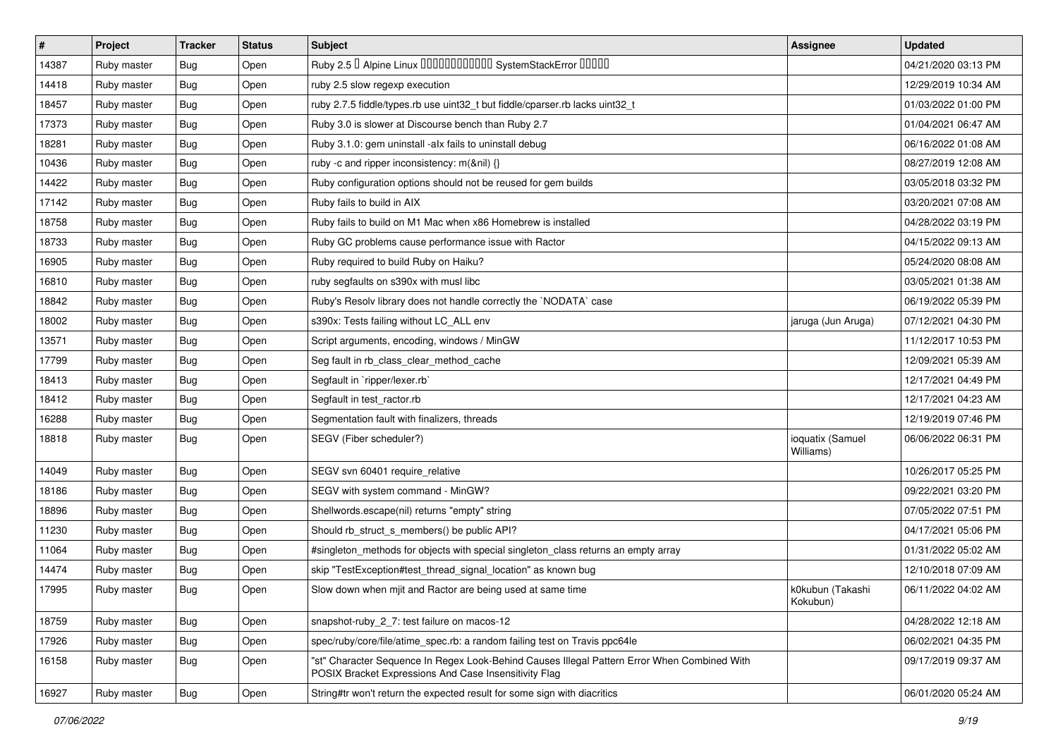| # | Project | Tracker | Status | Subject | Assignee | Updated |
| --- | --- | --- | --- | --- | --- | --- |
| 14387 | Ruby master | Bug | Open | Ruby 2.5 � Alpine Linux ������������ SystemStackError ����� | | 04/21/2020 03:13 PM |
| 14418 | Ruby master | Bug | Open | ruby 2.5 slow regexp execution | | 12/29/2019 10:34 AM |
| 18457 | Ruby master | Bug | Open | ruby 2.7.5 fiddle/types.rb use uint32_t but fiddle/cparser.rb lacks uint32_t | | 01/03/2022 01:00 PM |
| 17373 | Ruby master | Bug | Open | Ruby 3.0 is slower at Discourse bench than Ruby 2.7 | | 01/04/2021 06:47 AM |
| 18281 | Ruby master | Bug | Open | Ruby 3.1.0: gem uninstall -alx fails to uninstall debug | | 06/16/2022 01:08 AM |
| 10436 | Ruby master | Bug | Open | ruby -c and ripper inconsistency: m(&nil) {} | | 08/27/2019 12:08 AM |
| 14422 | Ruby master | Bug | Open | Ruby configuration options should not be reused for gem builds | | 03/05/2018 03:32 PM |
| 17142 | Ruby master | Bug | Open | Ruby fails to build in AIX | | 03/20/2021 07:08 AM |
| 18758 | Ruby master | Bug | Open | Ruby fails to build on M1 Mac when x86 Homebrew is installed | | 04/28/2022 03:19 PM |
| 18733 | Ruby master | Bug | Open | Ruby GC problems cause performance issue with Ractor | | 04/15/2022 09:13 AM |
| 16905 | Ruby master | Bug | Open | Ruby required to build Ruby on Haiku? | | 05/24/2020 08:08 AM |
| 16810 | Ruby master | Bug | Open | ruby segfaults on s390x with musl libc | | 03/05/2021 01:38 AM |
| 18842 | Ruby master | Bug | Open | Ruby's Resolv library does not handle correctly the `NODATA` case | | 06/19/2022 05:39 PM |
| 18002 | Ruby master | Bug | Open | s390x: Tests failing without LC_ALL env | jaruga (Jun Aruga) | 07/12/2021 04:30 PM |
| 13571 | Ruby master | Bug | Open | Script arguments, encoding, windows / MinGW | | 11/12/2017 10:53 PM |
| 17799 | Ruby master | Bug | Open | Seg fault in rb_class_clear_method_cache | | 12/09/2021 05:39 AM |
| 18413 | Ruby master | Bug | Open | Segfault in `ripper/lexer.rb` | | 12/17/2021 04:49 PM |
| 18412 | Ruby master | Bug | Open | Segfault in test_ractor.rb | | 12/17/2021 04:23 AM |
| 16288 | Ruby master | Bug | Open | Segmentation fault with finalizers, threads | | 12/19/2019 07:46 PM |
| 18818 | Ruby master | Bug | Open | SEGV (Fiber scheduler?) | ioquatix (Samuel Williams) | 06/06/2022 06:31 PM |
| 14049 | Ruby master | Bug | Open | SEGV svn 60401 require_relative | | 10/26/2017 05:25 PM |
| 18186 | Ruby master | Bug | Open | SEGV with system command - MinGW? | | 09/22/2021 03:20 PM |
| 18896 | Ruby master | Bug | Open | Shellwords.escape(nil) returns "empty" string | | 07/05/2022 07:51 PM |
| 11230 | Ruby master | Bug | Open | Should rb_struct_s_members() be public API? | | 04/17/2021 05:06 PM |
| 11064 | Ruby master | Bug | Open | #singleton_methods for objects with special singleton_class returns an empty array | | 01/31/2022 05:02 AM |
| 14474 | Ruby master | Bug | Open | skip "TestException#test_thread_signal_location" as known bug | | 12/10/2018 07:09 AM |
| 17995 | Ruby master | Bug | Open | Slow down when mjit and Ractor are being used at same time | k0kubun (Takashi Kokubun) | 06/11/2022 04:02 AM |
| 18759 | Ruby master | Bug | Open | snapshot-ruby_2_7: test failure on macos-12 | | 04/28/2022 12:18 AM |
| 17926 | Ruby master | Bug | Open | spec/ruby/core/file/atime_spec.rb: a random failing test on Travis ppc64le | | 06/02/2021 04:35 PM |
| 16158 | Ruby master | Bug | Open | "st" Character Sequence In Regex Look-Behind Causes Illegal Pattern Error When Combined With POSIX Bracket Expressions And Case Insensitivity Flag | | 09/17/2019 09:37 AM |
| 16927 | Ruby master | Bug | Open | String#tr won't return the expected result for some sign with diacritics | | 06/01/2020 05:24 AM |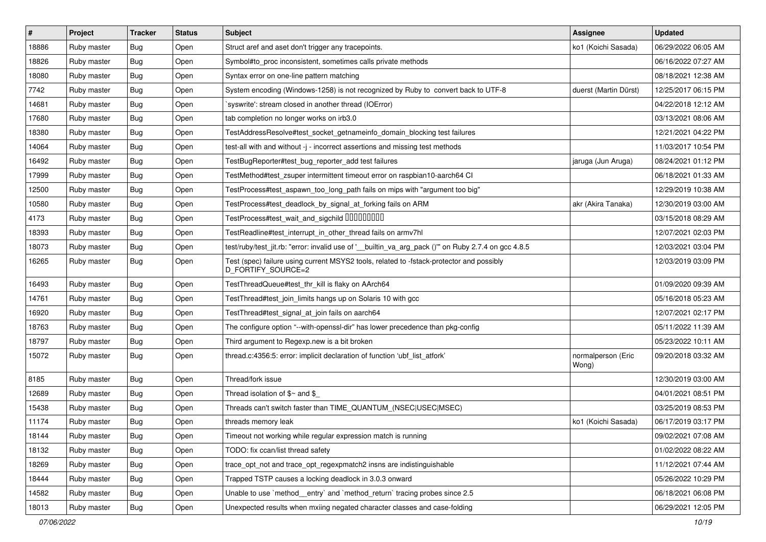| # | Project | Tracker | Status | Subject | Assignee | Updated |
|---|---|---|---|---|---|---|
| 18886 | Ruby master | Bug | Open | Struct aref and aset don't trigger any tracepoints. | ko1 (Koichi Sasada) | 06/29/2022 06:05 AM |
| 18826 | Ruby master | Bug | Open | Symbol#to_proc inconsistent, sometimes calls private methods | | 06/16/2022 07:27 AM |
| 18080 | Ruby master | Bug | Open | Syntax error on one-line pattern matching | | 08/18/2021 12:38 AM |
| 7742 | Ruby master | Bug | Open | System encoding (Windows-1258) is not recognized by Ruby to convert back to UTF-8 | duerst (Martin Dürst) | 12/25/2017 06:15 PM |
| 14681 | Ruby master | Bug | Open | `syswrite': stream closed in another thread (IOError) | | 04/22/2018 12:12 AM |
| 17680 | Ruby master | Bug | Open | tab completion no longer works on irb3.0 | | 03/13/2021 08:06 AM |
| 18380 | Ruby master | Bug | Open | TestAddressResolve#test_socket_getnameinfo_domain_blocking test failures | | 12/21/2021 04:22 PM |
| 14064 | Ruby master | Bug | Open | test-all with and without -j - incorrect assertions and missing test methods | | 11/03/2017 10:54 PM |
| 16492 | Ruby master | Bug | Open | TestBugReporter#test_bug_reporter_add test failures | jaruga (Jun Aruga) | 08/24/2021 01:12 PM |
| 17999 | Ruby master | Bug | Open | TestMethod#test_zsuper intermittent timeout error on raspbian10-aarch64 CI | | 06/18/2021 01:33 AM |
| 12500 | Ruby master | Bug | Open | TestProcess#test_aspawn_too_long_path fails on mips with "argument too big" | | 12/29/2019 10:38 AM |
| 10580 | Ruby master | Bug | Open | TestProcess#test_deadlock_by_signal_at_forking fails on ARM | akr (Akira Tanaka) | 12/30/2019 03:00 AM |
| 4173 | Ruby master | Bug | Open | TestProcess#test_wait_and_sigchild □□□□□□□□□ | | 03/15/2018 08:29 AM |
| 18393 | Ruby master | Bug | Open | TestReadline#test_interrupt_in_other_thread fails on armv7hl | | 12/07/2021 02:03 PM |
| 18073 | Ruby master | Bug | Open | test/ruby/test_jit.rb: "error: invalid use of '__builtin_va_arg_pack ()'" on Ruby 2.7.4 on gcc 4.8.5 | | 12/03/2021 03:04 PM |
| 16265 | Ruby master | Bug | Open | Test (spec) failure using current MSYS2 tools, related to -fstack-protector and possibly D_FORTIFY_SOURCE=2 | | 12/03/2019 03:09 PM |
| 16493 | Ruby master | Bug | Open | TestThreadQueue#test_thr_kill is flaky on AArch64 | | 01/09/2020 09:39 AM |
| 14761 | Ruby master | Bug | Open | TestThread#test_join_limits hangs up on Solaris 10 with gcc | | 05/16/2018 05:23 AM |
| 16920 | Ruby master | Bug | Open | TestThread#test_signal_at_join fails on aarch64 | | 12/07/2021 02:17 PM |
| 18763 | Ruby master | Bug | Open | The configure option "--with-openssl-dir" has lower precedence than pkg-config | | 05/11/2022 11:39 AM |
| 18797 | Ruby master | Bug | Open | Third argument to Regexp.new is a bit broken | | 05/23/2022 10:11 AM |
| 15072 | Ruby master | Bug | Open | thread.c:4356:5: error: implicit declaration of function 'ubf_list_atfork' | normalperson (Eric Wong) | 09/20/2018 03:32 AM |
| 8185 | Ruby master | Bug | Open | Thread/fork issue | | 12/30/2019 03:00 AM |
| 12689 | Ruby master | Bug | Open | Thread isolation of $~ and $_ | | 04/01/2021 08:51 PM |
| 15438 | Ruby master | Bug | Open | Threads can't switch faster than TIME_QUANTUM_(NSEC\|USEC\|MSEC) | | 03/25/2019 08:53 PM |
| 11174 | Ruby master | Bug | Open | threads memory leak | ko1 (Koichi Sasada) | 06/17/2019 03:17 PM |
| 18144 | Ruby master | Bug | Open | Timeout not working while regular expression match is running | | 09/02/2021 07:08 AM |
| 18132 | Ruby master | Bug | Open | TODO: fix ccan/list thread safety | | 01/02/2022 08:22 AM |
| 18269 | Ruby master | Bug | Open | trace_opt_not and trace_opt_regexpmatch2 insns are indistinguishable | | 11/12/2021 07:44 AM |
| 18444 | Ruby master | Bug | Open | Trapped TSTP causes a locking deadlock in 3.0.3 onward | | 05/26/2022 10:29 PM |
| 14582 | Ruby master | Bug | Open | Unable to use `method__entry` and `method_return` tracing probes since 2.5 | | 06/18/2021 06:08 PM |
| 18013 | Ruby master | Bug | Open | Unexpected results when mxiing negated character classes and case-folding | | 06/29/2021 12:05 PM |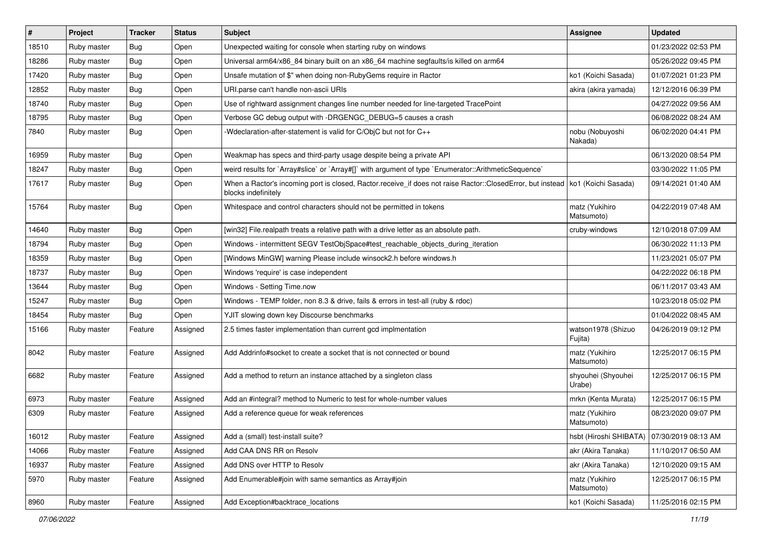| # | Project | Tracker | Status | Subject | Assignee | Updated |
|---|---|---|---|---|---|---|
| 18510 | Ruby master | Bug | Open | Unexpected waiting for console when starting ruby on windows | | 01/23/2022 02:53 PM |
| 18286 | Ruby master | Bug | Open | Universal arm64/x86_84 binary built on an x86_64 machine segfaults/is killed on arm64 | | 05/26/2022 09:45 PM |
| 17420 | Ruby master | Bug | Open | Unsafe mutation of $" when doing non-RubyGems require in Ractor | ko1 (Koichi Sasada) | 01/07/2021 01:23 PM |
| 12852 | Ruby master | Bug | Open | URI.parse can't handle non-ascii URIs | akira (akira yamada) | 12/12/2016 06:39 PM |
| 18740 | Ruby master | Bug | Open | Use of rightward assignment changes line number needed for line-targeted TracePoint | | 04/27/2022 09:56 AM |
| 18795 | Ruby master | Bug | Open | Verbose GC debug output with -DRGENGC_DEBUG=5 causes a crash | | 06/08/2022 08:24 AM |
| 7840 | Ruby master | Bug | Open | -Wdeclaration-after-statement is valid for C/ObjC but not for C++ | nobu (Nobuyoshi Nakada) | 06/02/2020 04:41 PM |
| 16959 | Ruby master | Bug | Open | Weakmap has specs and third-party usage despite being a private API | | 06/13/2020 08:54 PM |
| 18247 | Ruby master | Bug | Open | weird results for `Array#slice` or `Array#[]` with argument of type `Enumerator::ArithmeticSequence` | | 03/30/2022 11:05 PM |
| 17617 | Ruby master | Bug | Open | When a Ractor's incoming port is closed, Ractor.receive_if does not raise Ractor::ClosedError, but instead blocks indefinitely | ko1 (Koichi Sasada) | 09/14/2021 01:40 AM |
| 15764 | Ruby master | Bug | Open | Whitespace and control characters should not be permitted in tokens | matz (Yukihiro Matsumoto) | 04/22/2019 07:48 AM |
| 14640 | Ruby master | Bug | Open | [win32] File.realpath treats a relative path with a drive letter as an absolute path. | cruby-windows | 12/10/2018 07:09 AM |
| 18794 | Ruby master | Bug | Open | Windows - intermittent SEGV TestObjSpace#test_reachable_objects_during_iteration | | 06/30/2022 11:13 PM |
| 18359 | Ruby master | Bug | Open | [Windows MinGW] warning Please include winsock2.h before windows.h | | 11/23/2021 05:07 PM |
| 18737 | Ruby master | Bug | Open | Windows 'require' is case independent | | 04/22/2022 06:18 PM |
| 13644 | Ruby master | Bug | Open | Windows - Setting Time.now | | 06/11/2017 03:43 AM |
| 15247 | Ruby master | Bug | Open | Windows - TEMP folder, non 8.3 & drive, fails & errors in test-all (ruby & rdoc) | | 10/23/2018 05:02 PM |
| 18454 | Ruby master | Bug | Open | YJIT slowing down key Discourse benchmarks | | 01/04/2022 08:45 AM |
| 15166 | Ruby master | Feature | Assigned | 2.5 times faster implementation than current gcd implmentation | watson1978 (Shizuo Fujita) | 04/26/2019 09:12 PM |
| 8042 | Ruby master | Feature | Assigned | Add Addrinfo#socket to create a socket that is not connected or bound | matz (Yukihiro Matsumoto) | 12/25/2017 06:15 PM |
| 6682 | Ruby master | Feature | Assigned | Add a method to return an instance attached by a singleton class | shyouhei (Shyouhei Urabe) | 12/25/2017 06:15 PM |
| 6973 | Ruby master | Feature | Assigned | Add an #integral? method to Numeric to test for whole-number values | mrkn (Kenta Murata) | 12/25/2017 06:15 PM |
| 6309 | Ruby master | Feature | Assigned | Add a reference queue for weak references | matz (Yukihiro Matsumoto) | 08/23/2020 09:07 PM |
| 16012 | Ruby master | Feature | Assigned | Add a (small) test-install suite? | hsbt (Hiroshi SHIBATA) | 07/30/2019 08:13 AM |
| 14066 | Ruby master | Feature | Assigned | Add CAA DNS RR on Resolv | akr (Akira Tanaka) | 11/10/2017 06:50 AM |
| 16937 | Ruby master | Feature | Assigned | Add DNS over HTTP to Resolv | akr (Akira Tanaka) | 12/10/2020 09:15 AM |
| 5970 | Ruby master | Feature | Assigned | Add Enumerable#join with same semantics as Array#join | matz (Yukihiro Matsumoto) | 12/25/2017 06:15 PM |
| 8960 | Ruby master | Feature | Assigned | Add Exception#backtrace_locations | ko1 (Koichi Sasada) | 11/25/2016 02:15 PM |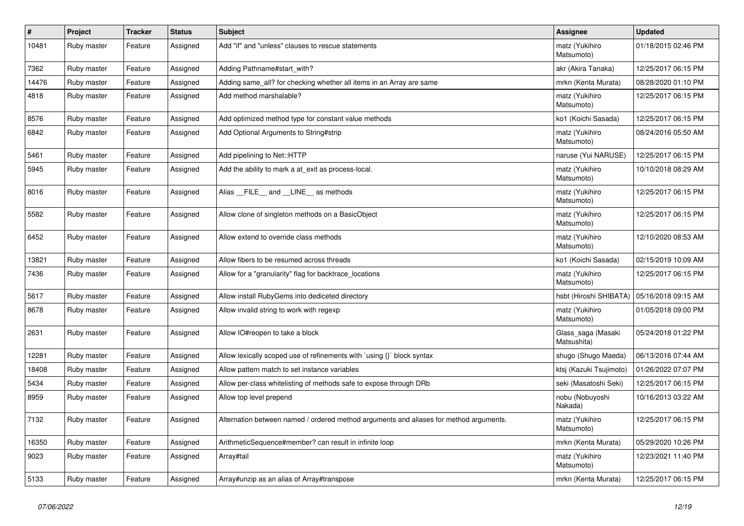| # | Project | Tracker | Status | Subject | Assignee | Updated |
|---|---|---|---|---|---|---|
| 10481 | Ruby master | Feature | Assigned | Add "if" and "unless" clauses to rescue statements | matz (Yukihiro Matsumoto) | 01/18/2015 02:46 PM |
| 7362 | Ruby master | Feature | Assigned | Adding Pathname#start_with? | akr (Akira Tanaka) | 12/25/2017 06:15 PM |
| 14476 | Ruby master | Feature | Assigned | Adding same_all? for checking whether all items in an Array are same | mrkn (Kenta Murata) | 08/28/2020 01:10 PM |
| 4818 | Ruby master | Feature | Assigned | Add method marshalable? | matz (Yukihiro Matsumoto) | 12/25/2017 06:15 PM |
| 8576 | Ruby master | Feature | Assigned | Add optimized method type for constant value methods | ko1 (Koichi Sasada) | 12/25/2017 06:15 PM |
| 6842 | Ruby master | Feature | Assigned | Add Optional Arguments to String#strip | matz (Yukihiro Matsumoto) | 08/24/2016 05:50 AM |
| 5461 | Ruby master | Feature | Assigned | Add pipelining to Net::HTTP | naruse (Yui NARUSE) | 12/25/2017 06:15 PM |
| 5945 | Ruby master | Feature | Assigned | Add the ability to mark a at_exit as process-local. | matz (Yukihiro Matsumoto) | 10/10/2018 08:29 AM |
| 8016 | Ruby master | Feature | Assigned | Alias __FILE__ and __LINE__ as methods | matz (Yukihiro Matsumoto) | 12/25/2017 06:15 PM |
| 5582 | Ruby master | Feature | Assigned | Allow clone of singleton methods on a BasicObject | matz (Yukihiro Matsumoto) | 12/25/2017 06:15 PM |
| 6452 | Ruby master | Feature | Assigned | Allow extend to override class methods | matz (Yukihiro Matsumoto) | 12/10/2020 08:53 AM |
| 13821 | Ruby master | Feature | Assigned | Allow fibers to be resumed across threads | ko1 (Koichi Sasada) | 02/15/2019 10:09 AM |
| 7436 | Ruby master | Feature | Assigned | Allow for a "granularity" flag for backtrace_locations | matz (Yukihiro Matsumoto) | 12/25/2017 06:15 PM |
| 5617 | Ruby master | Feature | Assigned | Allow install RubyGems into dediceted directory | hsbt (Hiroshi SHIBATA) | 05/16/2018 09:15 AM |
| 8678 | Ruby master | Feature | Assigned | Allow invalid string to work with regexp | matz (Yukihiro Matsumoto) | 01/05/2018 09:00 PM |
| 2631 | Ruby master | Feature | Assigned | Allow IO#reopen to take a block | Glass_saga (Masaki Matsushita) | 05/24/2018 01:22 PM |
| 12281 | Ruby master | Feature | Assigned | Allow lexically scoped use of refinements with `using {}` block syntax | shugo (Shugo Maeda) | 06/13/2016 07:44 AM |
| 18408 | Ruby master | Feature | Assigned | Allow pattern match to set instance variables | ktsj (Kazuki Tsujimoto) | 01/26/2022 07:07 PM |
| 5434 | Ruby master | Feature | Assigned | Allow per-class whitelisting of methods safe to expose through DRb | seki (Masatoshi Seki) | 12/25/2017 06:15 PM |
| 8959 | Ruby master | Feature | Assigned | Allow top level prepend | nobu (Nobuyoshi Nakada) | 10/16/2013 03:22 AM |
| 7132 | Ruby master | Feature | Assigned | Alternation between named / ordered method arguments and aliases for method arguments. | matz (Yukihiro Matsumoto) | 12/25/2017 06:15 PM |
| 16350 | Ruby master | Feature | Assigned | ArithmeticSequence#member? can result in infinite loop | mrkn (Kenta Murata) | 05/29/2020 10:26 PM |
| 9023 | Ruby master | Feature | Assigned | Array#tail | matz (Yukihiro Matsumoto) | 12/23/2021 11:40 PM |
| 5133 | Ruby master | Feature | Assigned | Array#unzip as an alias of Array#transpose | mrkn (Kenta Murata) | 12/25/2017 06:15 PM |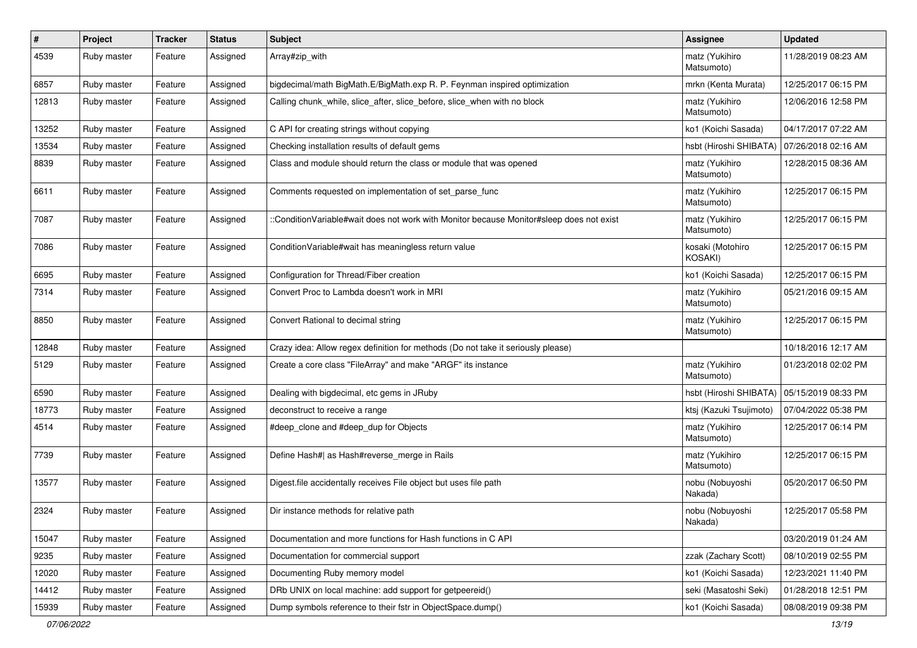| # | Project | Tracker | Status | Subject | Assignee | Updated |
|---|---|---|---|---|---|---|
| 4539 | Ruby master | Feature | Assigned | Array#zip_with | matz (Yukihiro Matsumoto) | 11/28/2019 08:23 AM |
| 6857 | Ruby master | Feature | Assigned | bigdecimal/math BigMath.E/BigMath.exp R. P. Feynman inspired optimization | mrkn (Kenta Murata) | 12/25/2017 06:15 PM |
| 12813 | Ruby master | Feature | Assigned | Calling chunk_while, slice_after, slice_before, slice_when with no block | matz (Yukihiro Matsumoto) | 12/06/2016 12:58 PM |
| 13252 | Ruby master | Feature | Assigned | C API for creating strings without copying | ko1 (Koichi Sasada) | 04/17/2017 07:22 AM |
| 13534 | Ruby master | Feature | Assigned | Checking installation results of default gems | hsbt (Hiroshi SHIBATA) | 07/26/2018 02:16 AM |
| 8839 | Ruby master | Feature | Assigned | Class and module should return the class or module that was opened | matz (Yukihiro Matsumoto) | 12/28/2015 08:36 AM |
| 6611 | Ruby master | Feature | Assigned | Comments requested on implementation of set_parse_func | matz (Yukihiro Matsumoto) | 12/25/2017 06:15 PM |
| 7087 | Ruby master | Feature | Assigned | ::ConditionVariable#wait does not work with Monitor because Monitor#sleep does not exist | matz (Yukihiro Matsumoto) | 12/25/2017 06:15 PM |
| 7086 | Ruby master | Feature | Assigned | ConditionVariable#wait has meaningless return value | kosaki (Motohiro KOSAKI) | 12/25/2017 06:15 PM |
| 6695 | Ruby master | Feature | Assigned | Configuration for Thread/Fiber creation | ko1 (Koichi Sasada) | 12/25/2017 06:15 PM |
| 7314 | Ruby master | Feature | Assigned | Convert Proc to Lambda doesn't work in MRI | matz (Yukihiro Matsumoto) | 05/21/2016 09:15 AM |
| 8850 | Ruby master | Feature | Assigned | Convert Rational to decimal string | matz (Yukihiro Matsumoto) | 12/25/2017 06:15 PM |
| 12848 | Ruby master | Feature | Assigned | Crazy idea: Allow regex definition for methods (Do not take it seriously please) | | 10/18/2016 12:17 AM |
| 5129 | Ruby master | Feature | Assigned | Create a core class "FileArray" and make "ARGF" its instance | matz (Yukihiro Matsumoto) | 01/23/2018 02:02 PM |
| 6590 | Ruby master | Feature | Assigned | Dealing with bigdecimal, etc gems in JRuby | hsbt (Hiroshi SHIBATA) | 05/15/2019 08:33 PM |
| 18773 | Ruby master | Feature | Assigned | deconstruct to receive a range | ktsj (Kazuki Tsujimoto) | 07/04/2022 05:38 PM |
| 4514 | Ruby master | Feature | Assigned | #deep_clone and #deep_dup for Objects | matz (Yukihiro Matsumoto) | 12/25/2017 06:14 PM |
| 7739 | Ruby master | Feature | Assigned | Define Hash#\| as Hash#reverse_merge in Rails | matz (Yukihiro Matsumoto) | 12/25/2017 06:15 PM |
| 13577 | Ruby master | Feature | Assigned | Digest.file accidentally receives File object but uses file path | nobu (Nobuyoshi Nakada) | 05/20/2017 06:50 PM |
| 2324 | Ruby master | Feature | Assigned | Dir instance methods for relative path | nobu (Nobuyoshi Nakada) | 12/25/2017 05:58 PM |
| 15047 | Ruby master | Feature | Assigned | Documentation and more functions for Hash functions in C API | | 03/20/2019 01:24 AM |
| 9235 | Ruby master | Feature | Assigned | Documentation for commercial support | zzak (Zachary Scott) | 08/10/2019 02:55 PM |
| 12020 | Ruby master | Feature | Assigned | Documenting Ruby memory model | ko1 (Koichi Sasada) | 12/23/2021 11:40 PM |
| 14412 | Ruby master | Feature | Assigned | DRb UNIX on local machine: add support for getpeereid() | seki (Masatoshi Seki) | 01/28/2018 12:51 PM |
| 15939 | Ruby master | Feature | Assigned | Dump symbols reference to their fstr in ObjectSpace.dump() | ko1 (Koichi Sasada) | 08/08/2019 09:38 PM |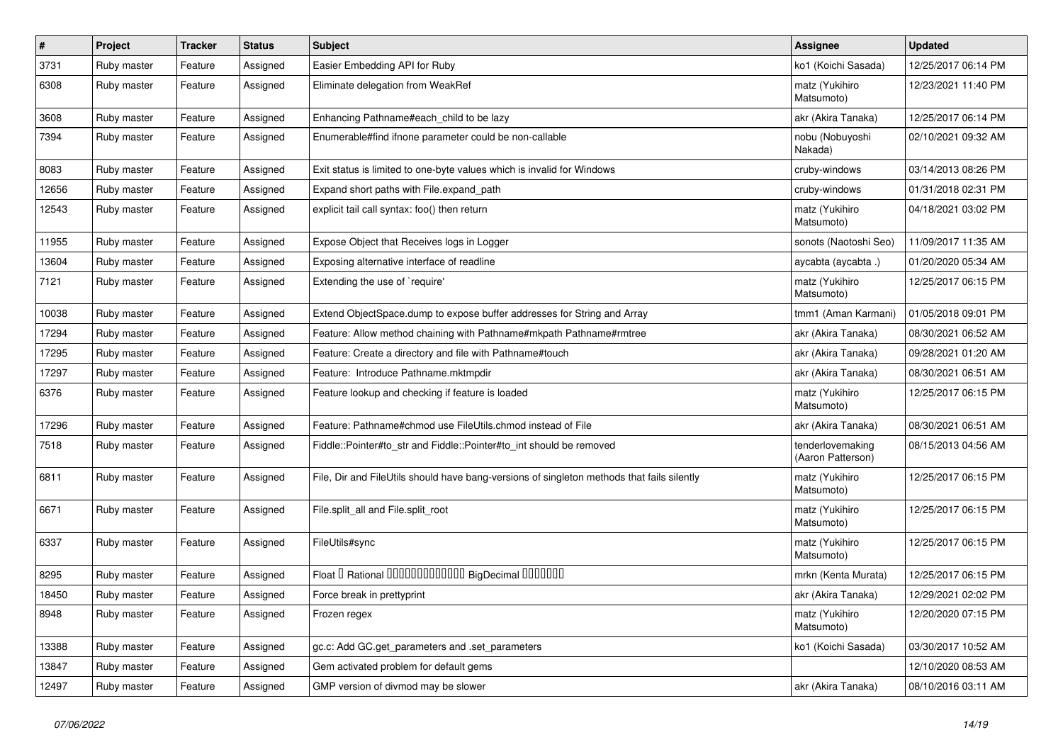| # | Project | Tracker | Status | Subject | Assignee | Updated |
|---|---|---|---|---|---|---|
| 3731 | Ruby master | Feature | Assigned | Easier Embedding API for Ruby | ko1 (Koichi Sasada) | 12/25/2017 06:14 PM |
| 6308 | Ruby master | Feature | Assigned | Eliminate delegation from WeakRef | matz (Yukihiro Matsumoto) | 12/23/2021 11:40 PM |
| 3608 | Ruby master | Feature | Assigned | Enhancing Pathname#each_child to be lazy | akr (Akira Tanaka) | 12/25/2017 06:14 PM |
| 7394 | Ruby master | Feature | Assigned | Enumerable#find ifnone parameter could be non-callable | nobu (Nobuyoshi Nakada) | 02/10/2021 09:32 AM |
| 8083 | Ruby master | Feature | Assigned | Exit status is limited to one-byte values which is invalid for Windows | cruby-windows | 03/14/2013 08:26 PM |
| 12656 | Ruby master | Feature | Assigned | Expand short paths with File.expand_path | cruby-windows | 01/31/2018 02:31 PM |
| 12543 | Ruby master | Feature | Assigned | explicit tail call syntax: foo() then return | matz (Yukihiro Matsumoto) | 04/18/2021 03:02 PM |
| 11955 | Ruby master | Feature | Assigned | Expose Object that Receives logs in Logger | sonots (Naotoshi Seo) | 11/09/2017 11:35 AM |
| 13604 | Ruby master | Feature | Assigned | Exposing alternative interface of readline | aycabta (aycabta .) | 01/20/2020 05:34 AM |
| 7121 | Ruby master | Feature | Assigned | Extending the use of `require' | matz (Yukihiro Matsumoto) | 12/25/2017 06:15 PM |
| 10038 | Ruby master | Feature | Assigned | Extend ObjectSpace.dump to expose buffer addresses for String and Array | tmm1 (Aman Karmani) | 01/05/2018 09:01 PM |
| 17294 | Ruby master | Feature | Assigned | Feature: Allow method chaining with Pathname#mkpath Pathname#rmtree | akr (Akira Tanaka) | 08/30/2021 06:52 AM |
| 17295 | Ruby master | Feature | Assigned | Feature: Create a directory and file with Pathname#touch | akr (Akira Tanaka) | 09/28/2021 01:20 AM |
| 17297 | Ruby master | Feature | Assigned | Feature: Introduce Pathname.mktmpdir | akr (Akira Tanaka) | 08/30/2021 06:51 AM |
| 6376 | Ruby master | Feature | Assigned | Feature lookup and checking if feature is loaded | matz (Yukihiro Matsumoto) | 12/25/2017 06:15 PM |
| 17296 | Ruby master | Feature | Assigned | Feature: Pathname#chmod use FileUtils.chmod instead of File | akr (Akira Tanaka) | 08/30/2021 06:51 AM |
| 7518 | Ruby master | Feature | Assigned | Fiddle::Pointer#to_str and Fiddle::Pointer#to_int should be removed | tenderlovemaking (Aaron Patterson) | 08/15/2013 04:56 AM |
| 6811 | Ruby master | Feature | Assigned | File, Dir and FileUtils should have bang-versions of singleton methods that fails silently | matz (Yukihiro Matsumoto) | 12/25/2017 06:15 PM |
| 6671 | Ruby master | Feature | Assigned | File.split_all and File.split_root | matz (Yukihiro Matsumoto) | 12/25/2017 06:15 PM |
| 6337 | Ruby master | Feature | Assigned | FileUtils#sync | matz (Yukihiro Matsumoto) | 12/25/2017 06:15 PM |
| 8295 | Ruby master | Feature | Assigned | Float � Rational �������������� BigDecimal ������� | mrkn (Kenta Murata) | 12/25/2017 06:15 PM |
| 18450 | Ruby master | Feature | Assigned | Force break in prettyprint | akr (Akira Tanaka) | 12/29/2021 02:02 PM |
| 8948 | Ruby master | Feature | Assigned | Frozen regex | matz (Yukihiro Matsumoto) | 12/20/2020 07:15 PM |
| 13388 | Ruby master | Feature | Assigned | gc.c: Add GC.get_parameters and .set_parameters | ko1 (Koichi Sasada) | 03/30/2017 10:52 AM |
| 13847 | Ruby master | Feature | Assigned | Gem activated problem for default gems | | 12/10/2020 08:53 AM |
| 12497 | Ruby master | Feature | Assigned | GMP version of divmod may be slower | akr (Akira Tanaka) | 08/10/2016 03:11 AM |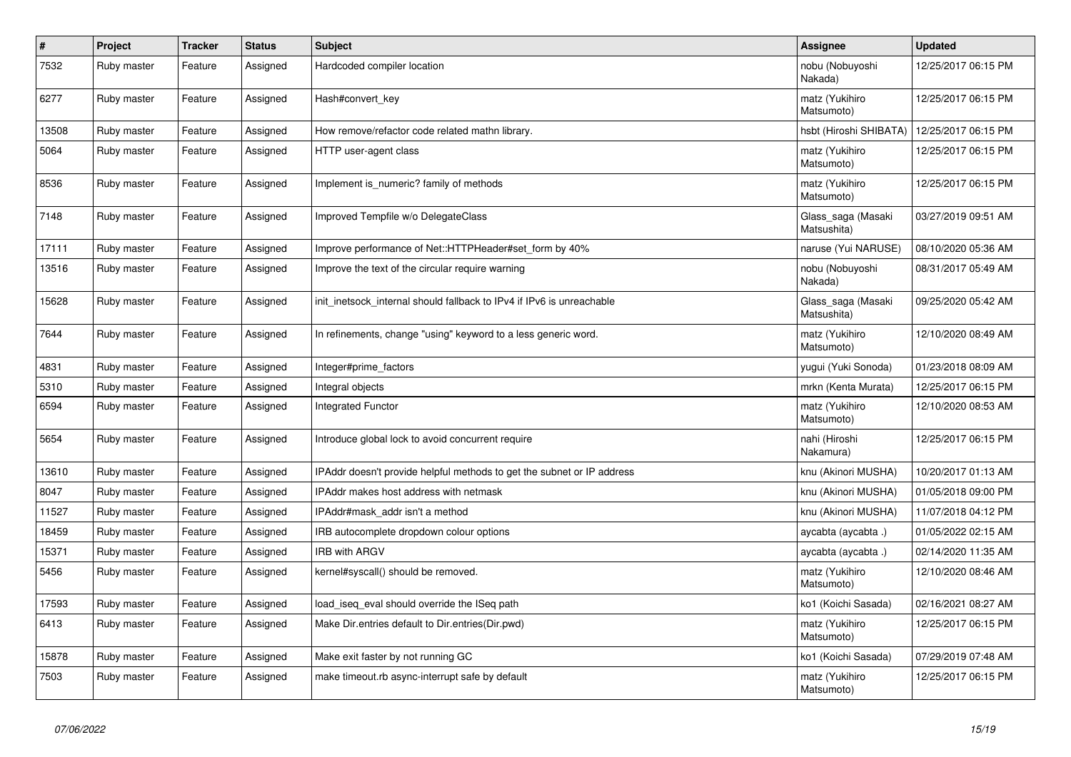| # | Project | Tracker | Status | Subject | Assignee | Updated |
|---|---|---|---|---|---|---|
| 7532 | Ruby master | Feature | Assigned | Hardcoded compiler location | nobu (Nobuyoshi Nakada) | 12/25/2017 06:15 PM |
| 6277 | Ruby master | Feature | Assigned | Hash#convert_key | matz (Yukihiro Matsumoto) | 12/25/2017 06:15 PM |
| 13508 | Ruby master | Feature | Assigned | How remove/refactor code related mathn library. | hsbt (Hiroshi SHIBATA) | 12/25/2017 06:15 PM |
| 5064 | Ruby master | Feature | Assigned | HTTP user-agent class | matz (Yukihiro Matsumoto) | 12/25/2017 06:15 PM |
| 8536 | Ruby master | Feature | Assigned | Implement is_numeric? family of methods | matz (Yukihiro Matsumoto) | 12/25/2017 06:15 PM |
| 7148 | Ruby master | Feature | Assigned | Improved Tempfile w/o DelegateClass | Glass_saga (Masaki Matsushita) | 03/27/2019 09:51 AM |
| 17111 | Ruby master | Feature | Assigned | Improve performance of Net::HTTPHeader#set_form by 40% | naruse (Yui NARUSE) | 08/10/2020 05:36 AM |
| 13516 | Ruby master | Feature | Assigned | Improve the text of the circular require warning | nobu (Nobuyoshi Nakada) | 08/31/2017 05:49 AM |
| 15628 | Ruby master | Feature | Assigned | init_inetsock_internal should fallback to IPv4 if IPv6 is unreachable | Glass_saga (Masaki Matsushita) | 09/25/2020 05:42 AM |
| 7644 | Ruby master | Feature | Assigned | In refinements, change "using" keyword to a less generic word. | matz (Yukihiro Matsumoto) | 12/10/2020 08:49 AM |
| 4831 | Ruby master | Feature | Assigned | Integer#prime_factors | yugui (Yuki Sonoda) | 01/23/2018 08:09 AM |
| 5310 | Ruby master | Feature | Assigned | Integral objects | mrkn (Kenta Murata) | 12/25/2017 06:15 PM |
| 6594 | Ruby master | Feature | Assigned | Integrated Functor | matz (Yukihiro Matsumoto) | 12/10/2020 08:53 AM |
| 5654 | Ruby master | Feature | Assigned | Introduce global lock to avoid concurrent require | nahi (Hiroshi Nakamura) | 12/25/2017 06:15 PM |
| 13610 | Ruby master | Feature | Assigned | IPAddr doesn't provide helpful methods to get the subnet or IP address | knu (Akinori MUSHA) | 10/20/2017 01:13 AM |
| 8047 | Ruby master | Feature | Assigned | IPAddr makes host address with netmask | knu (Akinori MUSHA) | 01/05/2018 09:00 PM |
| 11527 | Ruby master | Feature | Assigned | IPAddr#mask_addr isn't a method | knu (Akinori MUSHA) | 11/07/2018 04:12 PM |
| 18459 | Ruby master | Feature | Assigned | IRB autocomplete dropdown colour options | aycabta (aycabta .) | 01/05/2022 02:15 AM |
| 15371 | Ruby master | Feature | Assigned | IRB with ARGV | aycabta (aycabta .) | 02/14/2020 11:35 AM |
| 5456 | Ruby master | Feature | Assigned | kernel#syscall() should be removed. | matz (Yukihiro Matsumoto) | 12/10/2020 08:46 AM |
| 17593 | Ruby master | Feature | Assigned | load_iseq_eval should override the ISeq path | ko1 (Koichi Sasada) | 02/16/2021 08:27 AM |
| 6413 | Ruby master | Feature | Assigned | Make Dir.entries default to Dir.entries(Dir.pwd) | matz (Yukihiro Matsumoto) | 12/25/2017 06:15 PM |
| 15878 | Ruby master | Feature | Assigned | Make exit faster by not running GC | ko1 (Koichi Sasada) | 07/29/2019 07:48 AM |
| 7503 | Ruby master | Feature | Assigned | make timeout.rb async-interrupt safe by default | matz (Yukihiro Matsumoto) | 12/25/2017 06:15 PM |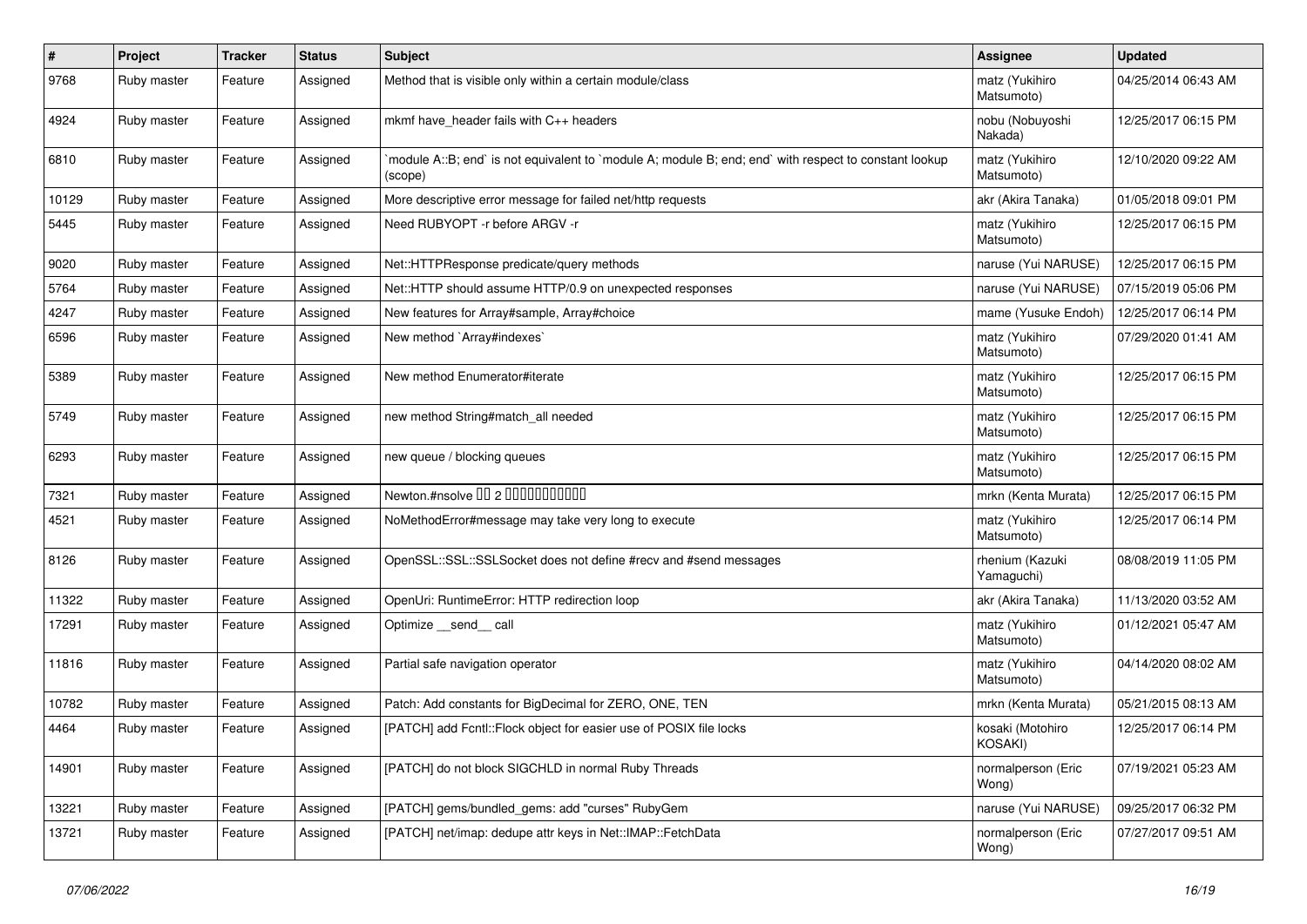| # | Project | Tracker | Status | Subject | Assignee | Updated |
|---|---|---|---|---|---|---|
| 9768 | Ruby master | Feature | Assigned | Method that is visible only within a certain module/class | matz (Yukihiro Matsumoto) | 04/25/2014 06:43 AM |
| 4924 | Ruby master | Feature | Assigned | mkmf have_header fails with C++ headers | nobu (Nobuyoshi Nakada) | 12/25/2017 06:15 PM |
| 6810 | Ruby master | Feature | Assigned | `module A::B; end` is not equivalent to `module A; module B; end; end` with respect to constant lookup (scope) | matz (Yukihiro Matsumoto) | 12/10/2020 09:22 AM |
| 10129 | Ruby master | Feature | Assigned | More descriptive error message for failed net/http requests | akr (Akira Tanaka) | 01/05/2018 09:01 PM |
| 5445 | Ruby master | Feature | Assigned | Need RUBYOPT -r before ARGV -r | matz (Yukihiro Matsumoto) | 12/25/2017 06:15 PM |
| 9020 | Ruby master | Feature | Assigned | Net::HTTPResponse predicate/query methods | naruse (Yui NARUSE) | 12/25/2017 06:15 PM |
| 5764 | Ruby master | Feature | Assigned | Net::HTTP should assume HTTP/0.9 on unexpected responses | naruse (Yui NARUSE) | 07/15/2019 05:06 PM |
| 4247 | Ruby master | Feature | Assigned | New features for Array#sample, Array#choice | mame (Yusuke Endoh) | 12/25/2017 06:14 PM |
| 6596 | Ruby master | Feature | Assigned | New method `Array#indexes` | matz (Yukihiro Matsumoto) | 07/29/2020 01:41 AM |
| 5389 | Ruby master | Feature | Assigned | New method Enumerator#iterate | matz (Yukihiro Matsumoto) | 12/25/2017 06:15 PM |
| 5749 | Ruby master | Feature | Assigned | new method String#match_all needed | matz (Yukihiro Matsumoto) | 12/25/2017 06:15 PM |
| 6293 | Ruby master | Feature | Assigned | new queue / blocking queues | matz (Yukihiro Matsumoto) | 12/25/2017 06:15 PM |
| 7321 | Ruby master | Feature | Assigned | Newton.#nsolve ▯▯ 2 ▯▯▯▯▯▯▯▯▯▯▯ | mrkn (Kenta Murata) | 12/25/2017 06:15 PM |
| 4521 | Ruby master | Feature | Assigned | NoMethodError#message may take very long to execute | matz (Yukihiro Matsumoto) | 12/25/2017 06:14 PM |
| 8126 | Ruby master | Feature | Assigned | OpenSSL::SSL::SSLSocket does not define #recv and #send messages | rhenium (Kazuki Yamaguchi) | 08/08/2019 11:05 PM |
| 11322 | Ruby master | Feature | Assigned | OpenUri: RuntimeError: HTTP redirection loop | akr (Akira Tanaka) | 11/13/2020 03:52 AM |
| 17291 | Ruby master | Feature | Assigned | Optimize __send__ call | matz (Yukihiro Matsumoto) | 01/12/2021 05:47 AM |
| 11816 | Ruby master | Feature | Assigned | Partial safe navigation operator | matz (Yukihiro Matsumoto) | 04/14/2020 08:02 AM |
| 10782 | Ruby master | Feature | Assigned | Patch: Add constants for BigDecimal for ZERO, ONE, TEN | mrkn (Kenta Murata) | 05/21/2015 08:13 AM |
| 4464 | Ruby master | Feature | Assigned | [PATCH] add Fcntl::Flock object for easier use of POSIX file locks | kosaki (Motohiro KOSAKI) | 12/25/2017 06:14 PM |
| 14901 | Ruby master | Feature | Assigned | [PATCH] do not block SIGCHLD in normal Ruby Threads | normalperson (Eric Wong) | 07/19/2021 05:23 AM |
| 13221 | Ruby master | Feature | Assigned | [PATCH] gems/bundled_gems: add "curses" RubyGem | naruse (Yui NARUSE) | 09/25/2017 06:32 PM |
| 13721 | Ruby master | Feature | Assigned | [PATCH] net/imap: dedupe attr keys in Net::IMAP::FetchData | normalperson (Eric Wong) | 07/27/2017 09:51 AM |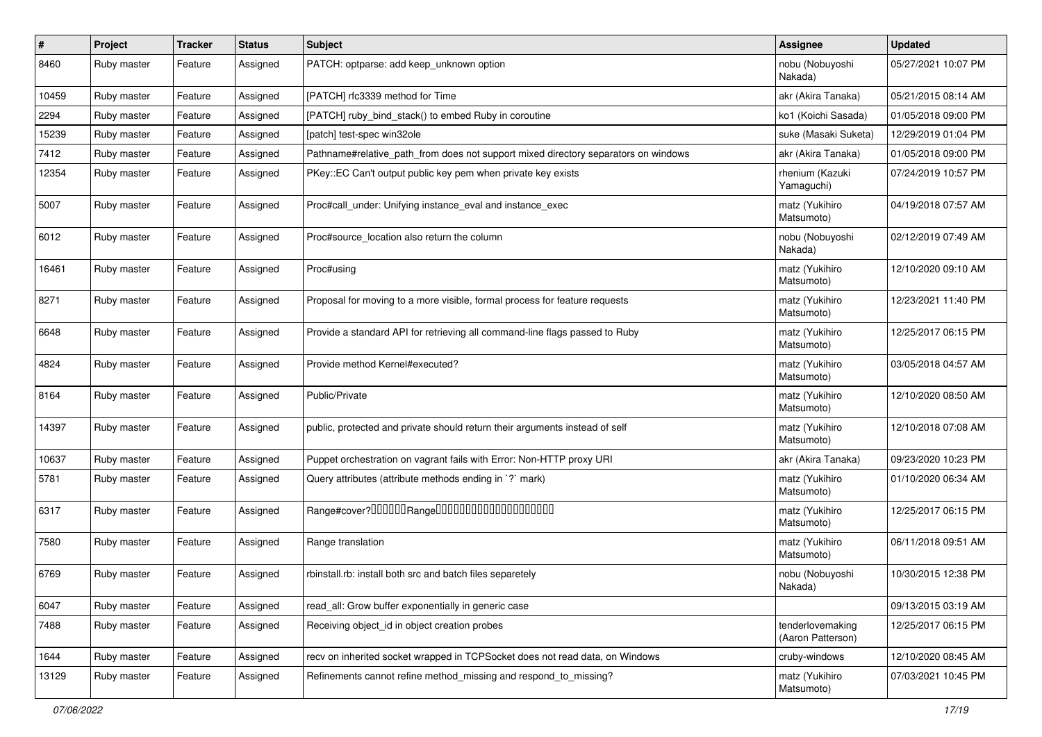| # | Project | Tracker | Status | Subject | Assignee | Updated |
|---|---|---|---|---|---|---|
| 8460 | Ruby master | Feature | Assigned | PATCH: optparse: add keep_unknown option | nobu (Nobuyoshi Nakada) | 05/27/2021 10:07 PM |
| 10459 | Ruby master | Feature | Assigned | [PATCH] rfc3339 method for Time | akr (Akira Tanaka) | 05/21/2015 08:14 AM |
| 2294 | Ruby master | Feature | Assigned | [PATCH] ruby_bind_stack() to embed Ruby in coroutine | ko1 (Koichi Sasada) | 01/05/2018 09:00 PM |
| 15239 | Ruby master | Feature | Assigned | [patch] test-spec win32ole | suke (Masaki Suketa) | 12/29/2019 01:04 PM |
| 7412 | Ruby master | Feature | Assigned | Pathname#relative_path_from does not support mixed directory separators on windows | akr (Akira Tanaka) | 01/05/2018 09:00 PM |
| 12354 | Ruby master | Feature | Assigned | PKey::EC Can't output public key pem when private key exists | rhenium (Kazuki Yamaguchi) | 07/24/2019 10:57 PM |
| 5007 | Ruby master | Feature | Assigned | Proc#call_under: Unifying instance_eval and instance_exec | matz (Yukihiro Matsumoto) | 04/19/2018 07:57 AM |
| 6012 | Ruby master | Feature | Assigned | Proc#source_location also return the column | nobu (Nobuyoshi Nakada) | 02/12/2019 07:49 AM |
| 16461 | Ruby master | Feature | Assigned | Proc#using | matz (Yukihiro Matsumoto) | 12/10/2020 09:10 AM |
| 8271 | Ruby master | Feature | Assigned | Proposal for moving to a more visible, formal process for feature requests | matz (Yukihiro Matsumoto) | 12/23/2021 11:40 PM |
| 6648 | Ruby master | Feature | Assigned | Provide a standard API for retrieving all command-line flags passed to Ruby | matz (Yukihiro Matsumoto) | 12/25/2017 06:15 PM |
| 4824 | Ruby master | Feature | Assigned | Provide method Kernel#executed? | matz (Yukihiro Matsumoto) | 03/05/2018 04:57 AM |
| 8164 | Ruby master | Feature | Assigned | Public/Private | matz (Yukihiro Matsumoto) | 12/10/2020 08:50 AM |
| 14397 | Ruby master | Feature | Assigned | public, protected and private should return their arguments instead of self | matz (Yukihiro Matsumoto) | 12/10/2018 07:08 AM |
| 10637 | Ruby master | Feature | Assigned | Puppet orchestration on vagrant fails with Error: Non-HTTP proxy URI | akr (Akira Tanaka) | 09/23/2020 10:23 PM |
| 5781 | Ruby master | Feature | Assigned | Query attributes (attribute methods ending in `?` mark) | matz (Yukihiro Matsumoto) | 01/10/2020 06:34 AM |
| 6317 | Ruby master | Feature | Assigned | Range#cover?□□□□□□Range□□□□□□□□□□□□□□□□□□□□ | matz (Yukihiro Matsumoto) | 12/25/2017 06:15 PM |
| 7580 | Ruby master | Feature | Assigned | Range translation | matz (Yukihiro Matsumoto) | 06/11/2018 09:51 AM |
| 6769 | Ruby master | Feature | Assigned | rbinstall.rb: install both src and batch files separetely | nobu (Nobuyoshi Nakada) | 10/30/2015 12:38 PM |
| 6047 | Ruby master | Feature | Assigned | read_all: Grow buffer exponentially in generic case | | 09/13/2015 03:19 AM |
| 7488 | Ruby master | Feature | Assigned | Receiving object_id in object creation probes | tenderlovemaking (Aaron Patterson) | 12/25/2017 06:15 PM |
| 1644 | Ruby master | Feature | Assigned | recv on inherited socket wrapped in TCPSocket does not read data, on Windows | cruby-windows | 12/10/2020 08:45 AM |
| 13129 | Ruby master | Feature | Assigned | Refinements cannot refine method_missing and respond_to_missing? | matz (Yukihiro Matsumoto) | 07/03/2021 10:45 PM |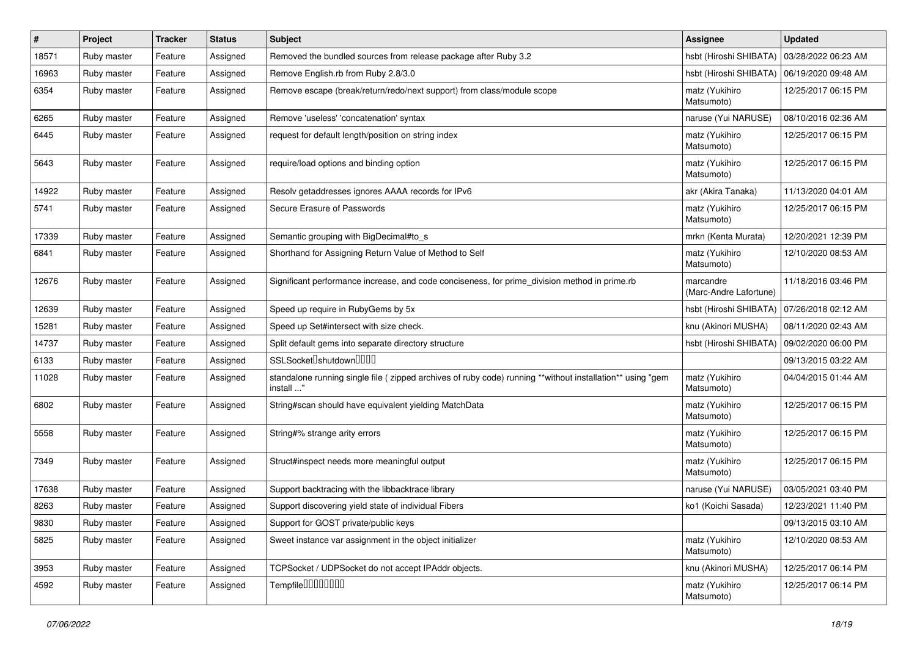| # | Project | Tracker | Status | Subject | Assignee | Updated |
|---|---|---|---|---|---|---|
| 18571 | Ruby master | Feature | Assigned | Removed the bundled sources from release package after Ruby 3.2 | hsbt (Hiroshi SHIBATA) | 03/28/2022 06:23 AM |
| 16963 | Ruby master | Feature | Assigned | Remove English.rb from Ruby 2.8/3.0 | hsbt (Hiroshi SHIBATA) | 06/19/2020 09:48 AM |
| 6354 | Ruby master | Feature | Assigned | Remove escape (break/return/redo/next support) from class/module scope | matz (Yukihiro Matsumoto) | 12/25/2017 06:15 PM |
| 6265 | Ruby master | Feature | Assigned | Remove 'useless' 'concatenation' syntax | naruse (Yui NARUSE) | 08/10/2016 02:36 AM |
| 6445 | Ruby master | Feature | Assigned | request for default length/position on string index | matz (Yukihiro Matsumoto) | 12/25/2017 06:15 PM |
| 5643 | Ruby master | Feature | Assigned | require/load options and binding option | matz (Yukihiro Matsumoto) | 12/25/2017 06:15 PM |
| 14922 | Ruby master | Feature | Assigned | Resolv getaddresses ignores AAAA records for IPv6 | akr (Akira Tanaka) | 11/13/2020 04:01 AM |
| 5741 | Ruby master | Feature | Assigned | Secure Erasure of Passwords | matz (Yukihiro Matsumoto) | 12/25/2017 06:15 PM |
| 17339 | Ruby master | Feature | Assigned | Semantic grouping with BigDecimal#to_s | mrkn (Kenta Murata) | 12/20/2021 12:39 PM |
| 6841 | Ruby master | Feature | Assigned | Shorthand for Assigning Return Value of Method to Self | matz (Yukihiro Matsumoto) | 12/10/2020 08:53 AM |
| 12676 | Ruby master | Feature | Assigned | Significant performance increase, and code conciseness, for prime_division method in prime.rb | marcandre (Marc-Andre Lafortune) | 11/18/2016 03:46 PM |
| 12639 | Ruby master | Feature | Assigned | Speed up require in RubyGems by 5x | hsbt (Hiroshi SHIBATA) | 07/26/2018 02:12 AM |
| 15281 | Ruby master | Feature | Assigned | Speed up Set#intersect with size check. | knu (Akinori MUSHA) | 08/11/2020 02:43 AM |
| 14737 | Ruby master | Feature | Assigned | Split default gems into separate directory structure | hsbt (Hiroshi SHIBATA) | 09/02/2020 06:00 PM |
| 6133 | Ruby master | Feature | Assigned | SSLSocket�shutdown���� | | 09/13/2015 03:22 AM |
| 11028 | Ruby master | Feature | Assigned | standalone running single file ( zipped archives of ruby code) running **without installation** using "gem install ..." | matz (Yukihiro Matsumoto) | 04/04/2015 01:44 AM |
| 6802 | Ruby master | Feature | Assigned | String#scan should have equivalent yielding MatchData | matz (Yukihiro Matsumoto) | 12/25/2017 06:15 PM |
| 5558 | Ruby master | Feature | Assigned | String#% strange arity errors | matz (Yukihiro Matsumoto) | 12/25/2017 06:15 PM |
| 7349 | Ruby master | Feature | Assigned | Struct#inspect needs more meaningful output | matz (Yukihiro Matsumoto) | 12/25/2017 06:15 PM |
| 17638 | Ruby master | Feature | Assigned | Support backtracing with the libbacktrace library | naruse (Yui NARUSE) | 03/05/2021 03:40 PM |
| 8263 | Ruby master | Feature | Assigned | Support discovering yield state of individual Fibers | ko1 (Koichi Sasada) | 12/23/2021 11:40 PM |
| 9830 | Ruby master | Feature | Assigned | Support for GOST private/public keys | | 09/13/2015 03:10 AM |
| 5825 | Ruby master | Feature | Assigned | Sweet instance var assignment in the object initializer | matz (Yukihiro Matsumoto) | 12/10/2020 08:53 AM |
| 3953 | Ruby master | Feature | Assigned | TCPSocket / UDPSocket do not accept IPAddr objects. | knu (Akinori MUSHA) | 12/25/2017 06:14 PM |
| 4592 | Ruby master | Feature | Assigned | Tempfile�������� | matz (Yukihiro Matsumoto) | 12/25/2017 06:14 PM |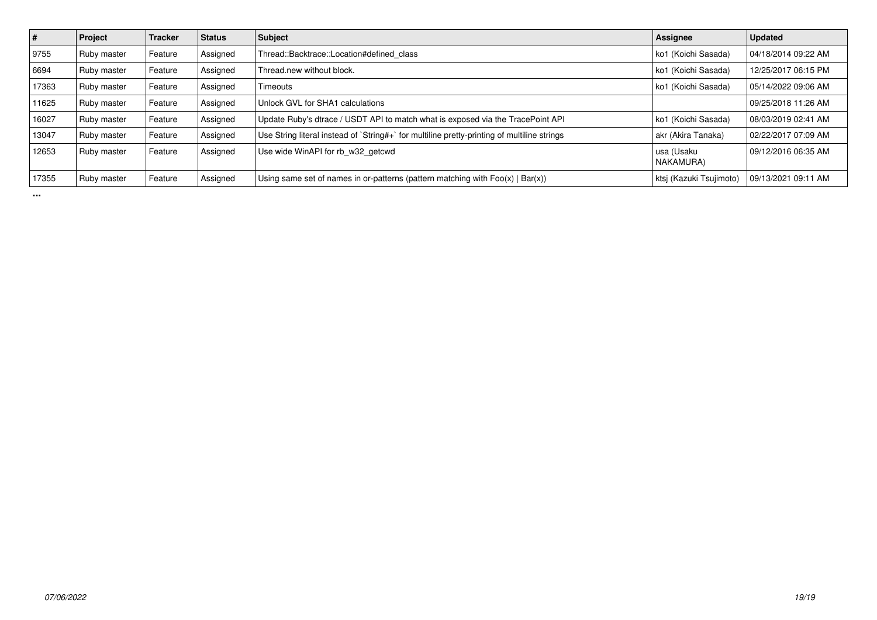| # | Project | Tracker | Status | Subject | Assignee | Updated |
|---|---|---|---|---|---|---|
| 9755 | Ruby master | Feature | Assigned | Thread::Backtrace::Location#defined_class | ko1 (Koichi Sasada) | 04/18/2014 09:22 AM |
| 6694 | Ruby master | Feature | Assigned | Thread.new without block. | ko1 (Koichi Sasada) | 12/25/2017 06:15 PM |
| 17363 | Ruby master | Feature | Assigned | Timeouts | ko1 (Koichi Sasada) | 05/14/2022 09:06 AM |
| 11625 | Ruby master | Feature | Assigned | Unlock GVL for SHA1 calculations | | 09/25/2018 11:26 AM |
| 16027 | Ruby master | Feature | Assigned | Update Ruby's dtrace / USDT API to match what is exposed via the TracePoint API | ko1 (Koichi Sasada) | 08/03/2019 02:41 AM |
| 13047 | Ruby master | Feature | Assigned | Use String literal instead of `String#+` for multiline pretty-printing of multiline strings | akr (Akira Tanaka) | 02/22/2017 07:09 AM |
| 12653 | Ruby master | Feature | Assigned | Use wide WinAPI for rb_w32_getcwd | usa (Usaku NAKAMURA) | 09/12/2016 06:35 AM |
| 17355 | Ruby master | Feature | Assigned | Using same set of names in or-patterns (pattern matching with Foo(x) \| Bar(x)) | ktsj (Kazuki Tsujimoto) | 09/13/2021 09:11 AM |

...